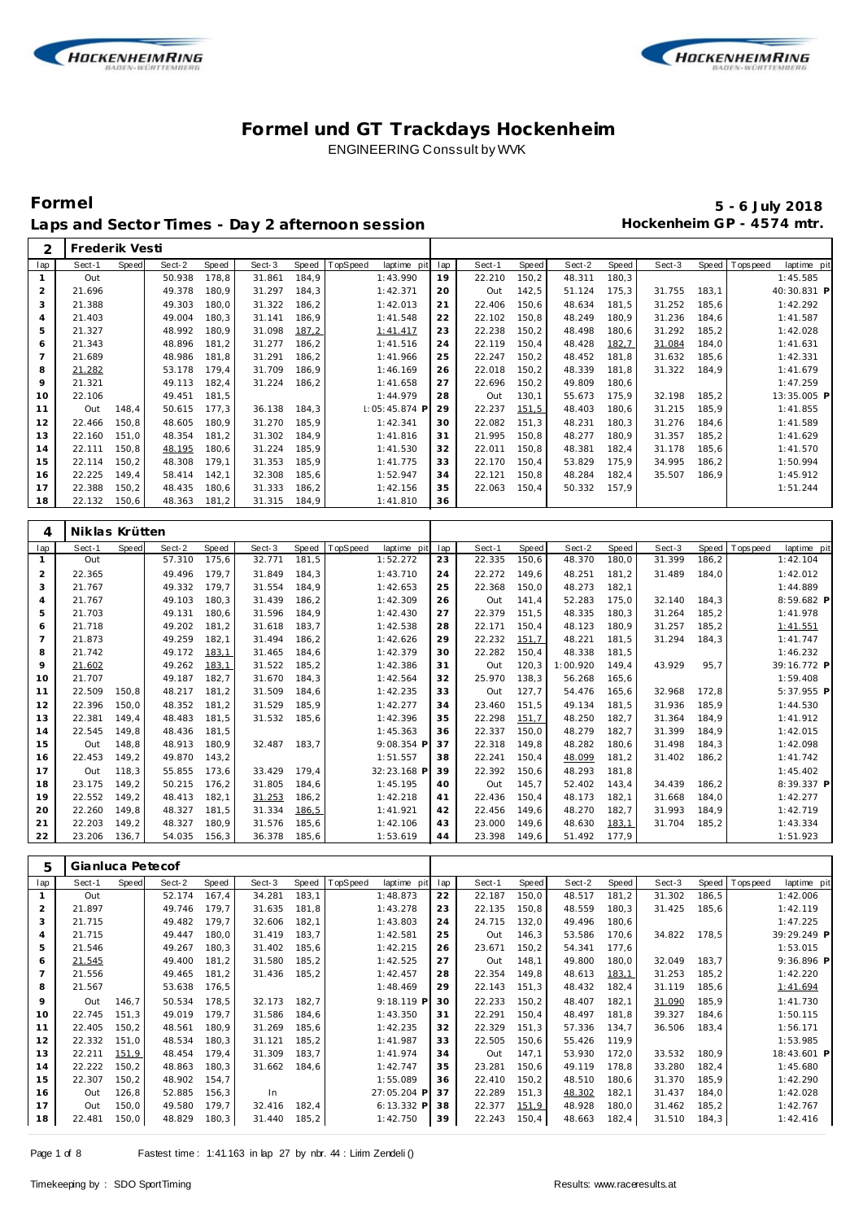# Formel und GT Trackdays Hockenheim

ENGINEERING Conssult by WVK

## Formel

**5 - 6 July 2018**

### Laps and Sector Times - Day 2 afternoon session

**Hockenheim GP - 4574 mtr.**

| 2 | Frederik Vesti | | | | | | | | | | | | | | | | |
|---|---|---|---|---|---|---|---|---|---|---|---|---|---|---|---|---|---|
| lap | Sect-1 | Speed | Sect-2 | Speed | Sect-3 | Speed | TopSpeed | laptime pit | lap | Sect-1 | Speed | Sect-2 | Speed | Sect-3 | Speed | Topspeed | laptime pit |
| 1 | Out | | 50.938 | 178,8 | 31.861 | 184,9 | | 1:43.990 | 19 | 22.210 | 150,2 | 48.311 | 180,3 | | | | 1:45.585 |
| 2 | 21.696 | | 49.378 | 180,9 | 31.297 | 184,3 | | 1:42.371 | 20 | Out | 142,5 | 51.124 | 175,3 | 31.755 | 183,1 | | 40:30.831 P |
| 3 | 21.388 | | 49.303 | 180,0 | 31.322 | 186,2 | | 1:42.013 | 21 | 22.406 | 150,6 | 48.634 | 181,5 | 31.252 | 185,6 | | 1:42.292 |
| 4 | 21.403 | | 49.004 | 180,3 | 31.141 | 186,9 | | 1:41.548 | 22 | 22.102 | 150,8 | 48.249 | 180,9 | 31.236 | 184,6 | | 1:41.587 |
| 5 | 21.327 | | 48.992 | 180,9 | 31.098 | 187,2 | | 1:41.417 | 23 | 22.238 | 150,2 | 48.498 | 180,6 | 31.292 | 185,2 | | 1:42.028 |
| 6 | 21.343 | | 48.896 | 181,2 | 31.277 | 186,2 | | 1:41.516 | 24 | 22.119 | 150,4 | 48.428 | 182,7 | 31.084 | 184,0 | | 1:41.631 |
| 7 | 21.689 | | 48.986 | 181,8 | 31.291 | 186,2 | | 1:41.966 | 25 | 22.247 | 150,2 | 48.452 | 181,8 | 31.632 | 185,6 | | 1:42.331 |
| 8 | 21.282 | | 53.178 | 179,4 | 31.709 | 186,9 | | 1:46.169 | 26 | 22.018 | 150,2 | 48.339 | 181,8 | 31.322 | 184,9 | | 1:41.679 |
| 9 | 21.321 | | 49.113 | 182,4 | 31.224 | 186,2 | | 1:41.658 | 27 | 22.696 | 150,2 | 49.809 | 180,6 | | | | 1:47.259 |
| 10 | 22.106 | | 49.451 | 181,5 | | | | 1:44.979 | 28 | Out | 130,1 | 55.673 | 175,9 | 32.198 | 185,2 | | 13:35.005 P |
| 11 | Out | 148,4 | 50.615 | 177,3 | 36.138 | 184,3 | | 1:05:45.874 P | 29 | 22.237 | 151,5 | 48.403 | 180,6 | 31.215 | 185,9 | | 1:41.855 |
| 12 | 22.466 | 150,8 | 48.605 | 180,9 | 31.270 | 185,9 | | 1:42.341 | 30 | 22.082 | 151,3 | 48.231 | 180,3 | 31.276 | 184,6 | | 1:41.589 |
| 13 | 22.160 | 151,0 | 48.354 | 181,2 | 31.302 | 184,9 | | 1:41.816 | 31 | 21.995 | 150,8 | 48.277 | 180,9 | 31.357 | 185,2 | | 1:41.629 |
| 14 | 22.111 | 150,8 | 48.195 | 180,6 | 31.224 | 185,9 | | 1:41.530 | 32 | 22.011 | 150,8 | 48.381 | 182,4 | 31.178 | 185,6 | | 1:41.570 |
| 15 | 22.114 | 150,2 | 48.308 | 179,1 | 31.353 | 185,9 | | 1:41.775 | 33 | 22.170 | 150,4 | 53.829 | 175,9 | 34.995 | 186,2 | | 1:50.994 |
| 16 | 22.225 | 149,4 | 58.414 | 142,1 | 32.308 | 185,6 | | 1:52.947 | 34 | 22.121 | 150,8 | 48.284 | 182,4 | 35.507 | 186,9 | | 1:45.912 |
| 17 | 22.388 | 150,2 | 48.435 | 180,6 | 31.333 | 186,2 | | 1:42.156 | 35 | 22.063 | 150,4 | 50.332 | 157,9 | | | | 1:51.244 |
| 18 | 22.132 | 150,6 | 48.363 | 181,2 | 31.315 | 184,9 | | 1:41.810 | 36 | | | | | | | | |

| 4 | Niklas Krütten | | | | | | | | | | | | | | | | |
|---|---|---|---|---|---|---|---|---|---|---|---|---|---|---|---|---|---|
| lap | Sect-1 | Speed | Sect-2 | Speed | Sect-3 | Speed | TopSpeed | laptime pit | lap | Sect-1 | Speed | Sect-2 | Speed | Sect-3 | Speed | Topspeed | laptime pit |
| 1 | Out | | 57.310 | 175,6 | 32.771 | 181,5 | | 1:52.272 | 23 | 22.335 | 150,6 | 48.370 | 180,0 | 31.399 | 186,2 | | 1:42.104 |
| 2 | 22.365 | | 49.496 | 179,7 | 31.849 | 184,3 | | 1:43.710 | 24 | 22.272 | 149,6 | 48.251 | 181,2 | 31.489 | 184,0 | | 1:42.012 |
| 3 | 21.767 | | 49.332 | 179,7 | 31.554 | 184,9 | | 1:42.653 | 25 | 22.368 | 150,0 | 48.273 | 182,1 | | | | 1:44.889 |
| 4 | 21.767 | | 49.103 | 180,3 | 31.439 | 186,2 | | 1:42.309 | 26 | Out | 141,4 | 52.283 | 175,0 | 32.140 | 184,3 | | 8:59.682 P |
| 5 | 21.703 | | 49.131 | 180,6 | 31.596 | 184,9 | | 1:42.430 | 27 | 22.379 | 151,5 | 48.335 | 180,3 | 31.264 | 185,2 | | 1:41.978 |
| 6 | 21.718 | | 49.202 | 181,2 | 31.618 | 183,7 | | 1:42.538 | 28 | 22.171 | 150,4 | 48.123 | 180,9 | 31.257 | 185,2 | | 1:41.551 |
| 7 | 21.873 | | 49.259 | 182,1 | 31.494 | 186,2 | | 1:42.626 | 29 | 22.232 | 151,7 | 48.221 | 181,5 | 31.294 | 184,3 | | 1:41.747 |
| 8 | 21.742 | | 49.172 | 183,1 | 31.465 | 184,6 | | 1:42.379 | 30 | 22.282 | 150,4 | 48.338 | 181,5 | | | | 1:46.232 |
| 9 | 21.602 | | 49.262 | 183,1 | 31.522 | 185,2 | | 1:42.386 | 31 | Out | 120,3 | 1:00.920 | 149,4 | 43.929 | 95,7 | | 39:16.772 P |
| 10 | 21.707 | | 49.187 | 182,7 | 31.670 | 184,3 | | 1:42.564 | 32 | 25.970 | 138,3 | 56.268 | 165,6 | | | | 1:59.408 |
| 11 | 22.509 | 150,8 | 48.217 | 181,2 | 31.509 | 184,6 | | 1:42.235 | 33 | Out | 127,7 | 54.476 | 165,6 | 32.968 | 172,8 | | 5:37.955 P |
| 12 | 22.396 | 150,0 | 48.352 | 181,2 | 31.529 | 185,9 | | 1:42.277 | 34 | 23.460 | 151,5 | 49.134 | 181,5 | 31.936 | 185,9 | | 1:44.530 |
| 13 | 22.381 | 149,4 | 48.483 | 181,5 | 31.532 | 185,6 | | 1:42.396 | 35 | 22.298 | 151,7 | 48.250 | 182,7 | 31.364 | 184,9 | | 1:41.912 |
| 14 | 22.545 | 149,8 | 48.436 | 181,5 | | | | 1:45.363 | 36 | 22.337 | 150,0 | 48.279 | 182,7 | 31.399 | 184,9 | | 1:42.015 |
| 15 | Out | 148,8 | 48.913 | 180,9 | 32.487 | 183,7 | | 9:08.354 P | 37 | 22.318 | 149,8 | 48.282 | 180,6 | 31.498 | 184,3 | | 1:42.098 |
| 16 | 22.453 | 149,2 | 49.870 | 143,2 | | | | 1:51.557 | 38 | 22.241 | 150,4 | 48.099 | 181,2 | 31.402 | 186,2 | | 1:41.742 |
| 17 | Out | 118,3 | 55.855 | 173,6 | 33.429 | 179,4 | | 32:23.168 P | 39 | 22.392 | 150,6 | 48.293 | 181,8 | | | | 1:45.402 |
| 18 | 23.175 | 149,2 | 50.215 | 176,2 | 31.805 | 184,6 | | 1:45.195 | 40 | Out | 145,7 | 52.402 | 143,4 | 34.439 | 186,2 | | 8:39.337 P |
| 19 | 22.552 | 149,2 | 48.413 | 182,1 | 31.253 | 186,2 | | 1:42.218 | 41 | 22.436 | 150,4 | 48.173 | 182,1 | 31.668 | 184,0 | | 1:42.277 |
| 20 | 22.260 | 149,8 | 48.327 | 181,5 | 31.334 | 186,5 | | 1:41.921 | 42 | 22.456 | 149,6 | 48.270 | 182,7 | 31.993 | 184,9 | | 1:42.719 |
| 21 | 22.203 | 149,2 | 48.327 | 180,9 | 31.576 | 185,6 | | 1:42.106 | 43 | 23.000 | 149,6 | 48.630 | 183,1 | 31.704 | 185,2 | | 1:43.334 |
| 22 | 23.206 | 136,7 | 54.035 | 156,3 | 36.378 | 185,6 | | 1:53.619 | 44 | 23.398 | 149,6 | 51.492 | 177,9 | | | | 1:51.923 |

| 5 | Gianluca Petecof | | | | | | | | | | | | | | | | |
|---|---|---|---|---|---|---|---|---|---|---|---|---|---|---|---|---|---|
| lap | Sect-1 | Speed | Sect-2 | Speed | Sect-3 | Speed | TopSpeed | laptime pit | lap | Sect-1 | Speed | Sect-2 | Speed | Sect-3 | Speed | Topspeed | laptime pit |
| 1 | Out | | 52.174 | 167,4 | 34.281 | 183,1 | | 1:48.873 | 22 | 22.187 | 150,0 | 48.517 | 181,2 | 31.302 | 186,5 | | 1:42.006 |
| 2 | 21.897 | | 49.746 | 179,7 | 31.635 | 181,8 | | 1:43.278 | 23 | 22.135 | 150,8 | 48.559 | 180,3 | 31.425 | 185,6 | | 1:42.119 |
| 3 | 21.715 | | 49.482 | 179,7 | 32.606 | 182,1 | | 1:43.803 | 24 | 24.715 | 132,0 | 49.496 | 180,6 | | | | 1:47.225 |
| 4 | 21.715 | | 49.447 | 180,0 | 31.419 | 183,7 | | 1:42.581 | 25 | Out | 146,3 | 53.586 | 170,6 | 34.822 | 178,5 | | 39:29.249 P |
| 5 | 21.546 | | 49.267 | 180,3 | 31.402 | 185,6 | | 1:42.215 | 26 | 23.671 | 150,2 | 54.341 | 177,6 | | | | 1:53.015 |
| 6 | 21.545 | | 49.400 | 181,2 | 31.580 | 185,2 | | 1:42.525 | 27 | Out | 148,1 | 49.800 | 180,0 | 32.049 | 183,7 | | 9:36.896 P |
| 7 | 21.556 | | 49.465 | 181,2 | 31.436 | 185,2 | | 1:42.457 | 28 | 22.354 | 149,8 | 48.613 | 183,1 | 31.253 | 185,2 | | 1:42.220 |
| 8 | 21.567 | | 53.638 | 176,5 | | | | 1:48.469 | 29 | 22.143 | 151,3 | 48.432 | 182,4 | 31.119 | 185,6 | | 1:41.694 |
| 9 | Out | 146,7 | 50.534 | 178,5 | 32.173 | 182,7 | | 9:18.119 P | 30 | 22.233 | 150,2 | 48.407 | 182,1 | 31.090 | 185,9 | | 1:41.730 |
| 10 | 22.745 | 151,3 | 49.019 | 179,7 | 31.586 | 184,6 | | 1:43.350 | 31 | 22.291 | 150,4 | 48.497 | 181,8 | 39.327 | 184,6 | | 1:50.115 |
| 11 | 22.405 | 150,2 | 48.561 | 180,9 | 31.269 | 185,6 | | 1:42.235 | 32 | 22.329 | 151,3 | 57.336 | 134,7 | 36.506 | 183,4 | | 1:56.171 |
| 12 | 22.332 | 151,0 | 48.534 | 180,3 | 31.121 | 185,2 | | 1:41.987 | 33 | 22.505 | 150,6 | 55.426 | 119,9 | | | | 1:53.985 |
| 13 | 22.211 | 151,9 | 48.454 | 179,4 | 31.309 | 183,7 | | 1:41.974 | 34 | Out | 147,1 | 53.930 | 172,0 | 33.532 | 180,9 | | 18:43.601 P |
| 14 | 22.222 | 150,2 | 48.863 | 180,3 | 31.662 | 184,6 | | 1:42.747 | 35 | 23.281 | 150,6 | 49.119 | 178,8 | 33.280 | 182,4 | | 1:45.680 |
| 15 | 22.307 | 150,2 | 48.902 | 154,7 | | | | 1:55.089 | 36 | 22.410 | 150,2 | 48.510 | 180,6 | 31.370 | 185,9 | | 1:42.290 |
| 16 | Out | 126,8 | 52.885 | 156,3 | In | | | 27:05.204 P | 37 | 22.289 | 151,3 | 48.302 | 182,1 | 31.437 | 184,0 | | 1:42.028 |
| 17 | Out | 150,0 | 49.580 | 179,7 | 32.416 | 182,4 | | 6:13.332 P | 38 | 22.377 | 151,9 | 48.928 | 180,0 | 31.462 | 185,2 | | 1:42.767 |
| 18 | 22.481 | 150,0 | 48.829 | 180,3 | 31.440 | 185,2 | | 1:42.750 | 39 | 22.243 | 150,4 | 48.663 | 182,4 | 31.510 | 184,3 | | 1:42.416 |

Fastest time : 1:41.163 in lap 27 by nbr. 44 : Lirim Zendeli ()

Timekeeping by : SDO SportTiming

Results: www.raceresults.at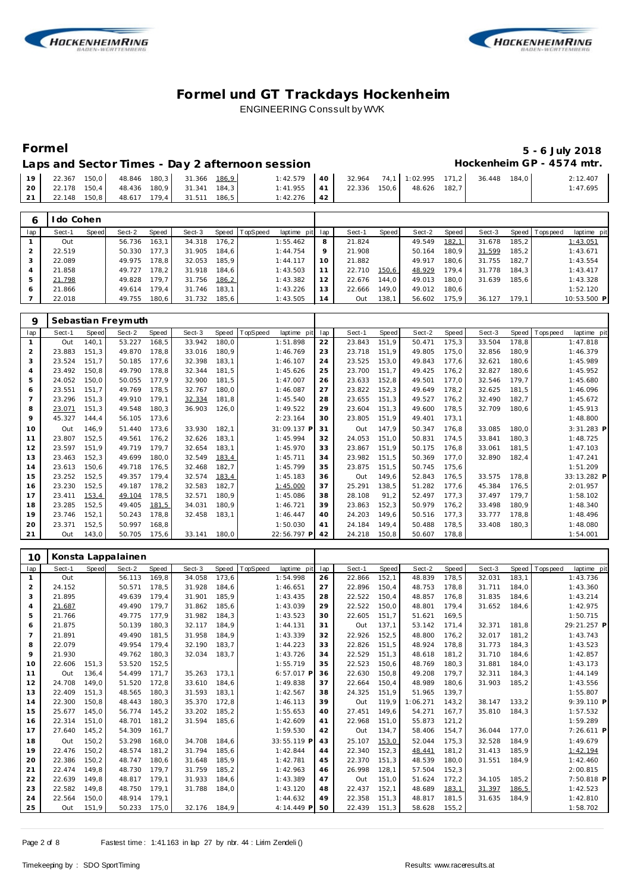# Formel und GT Trackdays Hockenheim

ENGINEERING Conssult by WVK

## Formel

**5 - 6 July 2018**

**Laps and Sector Times - Day 2 afternoon session**

**Hockenheim GP - 4574 mtr.**

| lap | Sect-1 | Speed | Sect-2 | Speed | Sect-3 | Speed | TopSpeed | laptime pit | lap | Sect-1 | Speed | Sect-2 | Speed | Sect-3 | Speed | Topspeed | laptime pit |
|---|---|---|---|---|---|---|---|---|---|---|---|---|---|---|---|---|---|
| 19 | 22.367 | 150,0 | 48.846 | 180,3 | 31.366 | 186,9 | | 1:42.579 | 40 | 32.964 | 74,1 | 1:02.995 | 171,2 | 36.448 | 184,0 | | 2:12.407 |
| 20 | 22.178 | 150,4 | 48.436 | 180,9 | 31.341 | 184,3 | | 1:41.955 | 41 | 22.336 | 150,6 | 48.626 | 182,7 | | | | 1:47.695 |
| 21 | 22.148 | 150,8 | 48.617 | 179,4 | 31.511 | 186,5 | | 1:42.276 | 42 | | | | | | | | |

### 6 Ido Cohen

| lap | Sect-1 | Speed | Sect-2 | Speed | Sect-3 | Speed | TopSpeed | laptime pit | lap | Sect-1 | Speed | Sect-2 | Speed | Sect-3 | Speed | Topspeed | laptime pit |
|---|---|---|---|---|---|---|---|---|---|---|---|---|---|---|---|---|---|
| 1 | Out | | 56.736 | 163,1 | 34.318 | 176,2 | | 1:55.462 | 8 | 21.824 | | 49.549 | 182,1 | 31.678 | 185,2 | | 1:43.051 |
| 2 | 22.519 | | 50.330 | 177,3 | 31.905 | 184,6 | | 1:44.754 | 9 | 21.908 | | 50.164 | 180,9 | 31.599 | 185,2 | | 1:43.671 |
| 3 | 22.089 | | 49.975 | 178,8 | 32.053 | 185,9 | | 1:44.117 | 10 | 21.882 | | 49.917 | 180,6 | 31.755 | 182,7 | | 1:43.554 |
| 4 | 21.858 | | 49.727 | 178,2 | 31.918 | 184,6 | | 1:43.503 | 11 | 22.710 | 150,6 | 48.929 | 179,4 | 31.778 | 184,3 | | 1:43.417 |
| 5 | 21.798 | | 49.828 | 179,7 | 31.756 | 186,2 | | 1:43.382 | 12 | 22.676 | 144,0 | 49.013 | 180,0 | 31.639 | 185,6 | | 1:43.328 |
| 6 | 21.866 | | 49.614 | 179,4 | 31.746 | 183,1 | | 1:43.226 | 13 | 22.666 | 149,0 | 49.012 | 180,6 | | | | 1:52.120 |
| 7 | 22.018 | | 49.755 | 180,6 | 31.732 | 185,6 | | 1:43.505 | 14 | Out | 138,1 | 56.602 | 175,9 | 36.127 | 179,1 | | 10:53.500 P |

### 9 Sebastian Freymuth

| lap | Sect-1 | Speed | Sect-2 | Speed | Sect-3 | Speed | TopSpeed | laptime pit | lap | Sect-1 | Speed | Sect-2 | Speed | Sect-3 | Speed | Topspeed | laptime pit |
|---|---|---|---|---|---|---|---|---|---|---|---|---|---|---|---|---|---|
| 1 | Out | 140,1 | 53.227 | 168,5 | 33.942 | 180,0 | | 1:51.898 | 22 | 23.843 | 151,9 | 50.471 | 175,3 | 33.504 | 178,8 | | 1:47.818 |
| 2 | 23.883 | 151,3 | 49.870 | 178,8 | 33.016 | 180,9 | | 1:46.769 | 23 | 23.718 | 151,9 | 49.805 | 175,0 | 32.856 | 180,9 | | 1:46.379 |
| 3 | 23.524 | 151,7 | 50.185 | 177,6 | 32.398 | 183,1 | | 1:46.107 | 24 | 23.525 | 153,0 | 49.843 | 177,6 | 32.621 | 180,6 | | 1:45.989 |
| 4 | 23.492 | 150,8 | 49.790 | 178,8 | 32.344 | 181,5 | | 1:45.626 | 25 | 23.700 | 151,7 | 49.425 | 176,2 | 32.827 | 180,6 | | 1:45.952 |
| 5 | 24.052 | 150,0 | 50.055 | 177,9 | 32.900 | 181,5 | | 1:47.007 | 26 | 23.633 | 152,8 | 49.501 | 177,0 | 32.546 | 179,7 | | 1:45.680 |
| 6 | 23.551 | 151,7 | 49.769 | 178,5 | 32.767 | 180,0 | | 1:46.087 | 27 | 23.822 | 152,3 | 49.649 | 178,2 | 32.625 | 181,5 | | 1:46.096 |
| 7 | 23.296 | 151,3 | 49.910 | 179,1 | 32.334 | 181,8 | | 1:45.540 | 28 | 23.655 | 151,3 | 49.527 | 176,2 | 32.490 | 182,7 | | 1:45.672 |
| 8 | 23.071 | 151,3 | 49.548 | 180,3 | 36.903 | 126,0 | | 1:49.522 | 29 | 23.604 | 151,3 | 49.600 | 178,5 | 32.709 | 180,6 | | 1:45.913 |
| 9 | 45.327 | 144,4 | 56.105 | 173,6 | | | | 2:23.164 | 30 | 23.805 | 151,9 | 49.401 | 173,1 | | | | 1:48.800 |
| 10 | Out | 146,9 | 51.440 | 173,6 | 33.930 | 182,1 | | 31:09.137 P | 31 | Out | 147,9 | 50.347 | 176,8 | 33.085 | 180,0 | | 3:31.283 P |
| 11 | 23.807 | 152,5 | 49.561 | 176,2 | 32.626 | 183,1 | | 1:45.994 | 32 | 24.053 | 151,0 | 50.831 | 174,5 | 33.841 | 180,3 | | 1:48.725 |
| 12 | 23.597 | 151,9 | 49.719 | 179,7 | 32.654 | 183,1 | | 1:45.970 | 33 | 23.867 | 151,9 | 50.175 | 176,8 | 33.061 | 181,5 | | 1:47.103 |
| 13 | 23.463 | 152,3 | 49.699 | 180,0 | 32.549 | 183,4 | | 1:45.711 | 34 | 23.982 | 151,5 | 50.369 | 177,0 | 32.890 | 182,4 | | 1:47.241 |
| 14 | 23.613 | 150,6 | 49.718 | 176,5 | 32.468 | 182,7 | | 1:45.799 | 35 | 23.875 | 151,5 | 50.745 | 175,6 | | | | 1:51.209 |
| 15 | 23.252 | 152,5 | 49.357 | 179,4 | 32.574 | 183,4 | | 1:45.183 | 36 | Out | 149,6 | 52.843 | 176,5 | 33.575 | 178,8 | | 33:13.282 P |
| 16 | 23.230 | 152,5 | 49.187 | 178,2 | 32.583 | 182,7 | | 1:45.000 | 37 | 25.291 | 138,5 | 51.282 | 177,6 | 45.384 | 176,5 | | 2:01.957 |
| 17 | 23.411 | 153,4 | 49.104 | 178,5 | 32.571 | 180,9 | | 1:45.086 | 38 | 28.108 | 91,2 | 52.497 | 177,3 | 37.497 | 179,7 | | 1:58.102 |
| 18 | 23.285 | 152,5 | 49.405 | 181,5 | 34.031 | 180,9 | | 1:46.721 | 39 | 23.863 | 152,3 | 50.979 | 176,2 | 33.498 | 180,9 | | 1:48.340 |
| 19 | 23.746 | 152,1 | 50.243 | 178,8 | 32.458 | 183,1 | | 1:46.447 | 40 | 24.203 | 149,6 | 50.516 | 177,3 | 33.777 | 178,8 | | 1:48.496 |
| 20 | 23.371 | 152,5 | 50.997 | 168,8 | | | | 1:50.030 | 41 | 24.184 | 149,4 | 50.488 | 178,5 | 33.408 | 180,3 | | 1:48.080 |
| 21 | Out | 143,0 | 50.705 | 175,6 | 33.141 | 180,0 | | 22:56.797 P | 42 | 24.218 | 150,8 | 50.607 | 178,8 | | | | 1:54.001 |

### 10 Konsta Lappalainen

| lap | Sect-1 | Speed | Sect-2 | Speed | Sect-3 | Speed | TopSpeed | laptime pit | lap | Sect-1 | Speed | Sect-2 | Speed | Sect-3 | Speed | Topspeed | laptime pit |
|---|---|---|---|---|---|---|---|---|---|---|---|---|---|---|---|---|---|
| 1 | Out | | 56.113 | 169,8 | 34.058 | 173,6 | | 1:54.998 | 26 | 22.866 | 152,1 | 48.839 | 178,5 | 32.031 | 183,1 | | 1:43.736 |
| 2 | 24.152 | | 50.571 | 178,5 | 31.928 | 184,6 | | 1:46.651 | 27 | 22.896 | 150,4 | 48.753 | 178,8 | 31.711 | 184,0 | | 1:43.360 |
| 3 | 21.895 | | 49.639 | 179,4 | 31.901 | 185,9 | | 1:43.435 | 28 | 22.522 | 150,4 | 48.857 | 176,8 | 31.835 | 184,6 | | 1:43.214 |
| 4 | 21.687 | | 49.490 | 179,7 | 31.862 | 185,6 | | 1:43.039 | 29 | 22.522 | 150,0 | 48.801 | 179,4 | 31.652 | 184,6 | | 1:42.975 |
| 5 | 21.766 | | 49.775 | 177,9 | 31.982 | 184,3 | | 1:43.523 | 30 | 22.605 | 151,7 | 51.621 | 169,5 | | | | 1:50.715 |
| 6 | 21.875 | | 50.139 | 180,3 | 32.117 | 184,9 | | 1:44.131 | 31 | Out | 137,1 | 53.142 | 171,4 | 32.371 | 181,8 | | 29:21.257 P |
| 7 | 21.891 | | 49.490 | 181,5 | 31.958 | 184,9 | | 1:43.339 | 32 | 22.926 | 152,5 | 48.800 | 176,2 | 32.017 | 181,2 | | 1:43.743 |
| 8 | 22.079 | | 49.954 | 179,4 | 32.190 | 183,7 | | 1:44.223 | 33 | 22.826 | 151,5 | 48.924 | 178,8 | 31.773 | 184,3 | | 1:43.523 |
| 9 | 21.930 | | 49.762 | 180,3 | 32.034 | 183,7 | | 1:43.726 | 34 | 22.529 | 151,3 | 48.618 | 181,2 | 31.710 | 184,6 | | 1:42.857 |
| 10 | 22.606 | 151,3 | 53.520 | 152,5 | | | | 1:55.719 | 35 | 22.523 | 150,6 | 48.769 | 180,3 | 31.881 | 184,0 | | 1:43.173 |
| 11 | Out | 136,4 | 54.499 | 171,7 | 35.263 | 173,1 | | 6:57.017 P | 36 | 22.630 | 150,8 | 49.208 | 179,7 | 32.311 | 184,3 | | 1:44.149 |
| 12 | 24.708 | 149,0 | 51.520 | 172,8 | 33.610 | 184,6 | | 1:49.838 | 37 | 22.664 | 150,4 | 48.989 | 180,6 | 31.903 | 185,2 | | 1:43.556 |
| 13 | 22.409 | 151,3 | 48.565 | 180,3 | 31.593 | 183,1 | | 1:42.567 | 38 | 24.325 | 151,9 | 51.965 | 139,7 | | | | 1:55.807 |
| 14 | 22.300 | 150,8 | 48.443 | 180,3 | 35.370 | 172,8 | | 1:46.113 | 39 | Out | 119,9 | 1:06.271 | 143,2 | 38.147 | 133,2 | | 9:39.110 P |
| 15 | 25.677 | 145,0 | 56.774 | 145,2 | 33.202 | 185,2 | | 1:55.653 | 40 | 27.451 | 149,6 | 54.271 | 167,7 | 35.810 | 184,3 | | 1:57.532 |
| 16 | 22.314 | 151,0 | 48.701 | 181,2 | 31.594 | 185,6 | | 1:42.609 | 41 | 22.968 | 151,0 | 55.873 | 121,2 | | | | 1:59.289 |
| 17 | 27.640 | 145,2 | 54.309 | 161,7 | | | | 1:59.530 | 42 | Out | 134,7 | 58.406 | 154,7 | 36.044 | 177,0 | | 7:26.611 P |
| 18 | Out | 150,2 | 53.298 | 168,0 | 34.708 | 184,6 | | 33:55.119 P | 43 | 25.107 | 153,0 | 52.044 | 175,3 | 32.528 | 184,9 | | 1:49.679 |
| 19 | 22.476 | 150,2 | 48.574 | 181,2 | 31.794 | 185,6 | | 1:42.844 | 44 | 22.340 | 152,3 | 48.441 | 181,2 | 31.413 | 185,9 | | 1:42.194 |
| 20 | 22.386 | 150,2 | 48.747 | 180,6 | 31.648 | 185,9 | | 1:42.781 | 45 | 22.370 | 151,3 | 48.539 | 180,0 | 31.551 | 184,9 | | 1:42.460 |
| 21 | 22.474 | 149,8 | 48.730 | 179,7 | 31.759 | 185,2 | | 1:42.963 | 46 | 26.998 | 128,1 | 57.504 | 152,3 | | | | 2:00.815 |
| 22 | 22.639 | 149,8 | 48.817 | 179,1 | 31.933 | 184,6 | | 1:43.389 | 47 | Out | 151,0 | 51.624 | 172,2 | 34.105 | 185,2 | | 7:50.818 P |
| 23 | 22.582 | 149,8 | 48.750 | 179,1 | 31.788 | 184,0 | | 1:43.120 | 48 | 22.437 | 152,1 | 48.689 | 183,1 | 31.397 | 186,5 | | 1:42.523 |
| 24 | 22.564 | 150,0 | 48.914 | 179,1 | | | | 1:44.632 | 49 | 22.358 | 151,3 | 48.817 | 181,5 | 31.635 | 184,9 | | 1:42.810 |
| 25 | Out | 151,9 | 50.233 | 175,0 | 32.176 | 184,9 | | 4:14.449 P | 50 | 22.439 | 151,3 | 58.628 | 155,2 | | | | 1:58.702 |

Fastest time : 1:41.163 in lap 27 by nbr. 44 : Lirim Zendeli ()

Timekeeping by : SDO SportTiming

Results: www.raceresults.at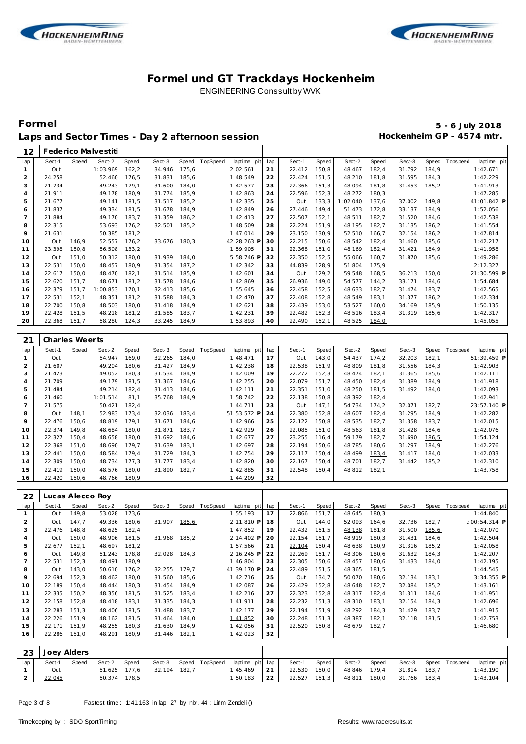# Formel und GT Trackdays Hockenheim

ENGINEERING Conssult by WVK

## Formel

**Laps and Sector Times - Day 2 afternoon session**

**5 - 6 July 2018**
**Hockenheim GP - 4574 mtr.**

### 12 Federico Malvestiti

| lap | Sect-1 | Speed | Sect-2 | Speed | Sect-3 | Speed | TopSpeed | laptime pit | lap | Sect-1 | Speed | Sect-2 | Speed | Sect-3 | Speed | Topspeed | laptime pit |
|---|---|---|---|---|---|---|---|---|---|---|---|---|---|---|---|---|---|
| 1 | Out | | 1:03.969 | 162,2 | 34.946 | 175,6 | | 2:02.561 | 21 | 22.412 | 150,8 | 48.467 | 182,4 | 31.792 | 184,9 | | 1:42.671 |
| 2 | 24.258 | | 52.460 | 176,5 | 31.831 | 185,6 | | 1:48.549 | 22 | 22.424 | 151,5 | 48.210 | 181,8 | 31.595 | 184,3 | | 1:42.229 |
| 3 | 21.734 | | 49.243 | 179,1 | 31.600 | 184,0 | | 1:42.577 | 23 | 22.366 | 151,3 | 48.094 | 181,8 | 31.453 | 185,2 | | 1:41.913 |
| 4 | 21.911 | | 49.178 | 180,9 | 31.774 | 185,9 | | 1:42.863 | 24 | 22.596 | 152,3 | 48.272 | 180,3 | | | | 1:47.285 |
| 5 | 21.677 | | 49.141 | 181,5 | 31.517 | 185,2 | | 1:42.335 | 25 | Out | 133,3 | 1:02.040 | 137,6 | 37.002 | 149,8 | | 41:01.842 P |
| 6 | 21.837 | | 49.334 | 181,5 | 31.678 | 184,9 | | 1:42.849 | 26 | 27.446 | 149,4 | 51.473 | 172,8 | 33.137 | 184,9 | | 1:52.056 |
| 7 | 21.884 | | 49.170 | 183,7 | 31.359 | 186,2 | | 1:42.413 | 27 | 22.507 | 152,1 | 48.511 | 182,7 | 31.520 | 184,6 | | 1:42.538 |
| 8 | 22.315 | | 53.693 | 176,2 | 32.501 | 185,2 | | 1:48.509 | 28 | 22.224 | 151,9 | 48.195 | 182,7 | 31.135 | 186,2 | | 1:41.554 |
| 9 | 21.631 | | 50.385 | 181,2 | | | | 1:47.014 | 29 | 23.150 | 130,9 | 52.510 | 166,7 | 32.154 | 186,2 | | 1:47.814 |
| 10 | Out | 146,9 | 52.557 | 176,2 | 33.676 | 180,3 | | 42:28.263 P | 30 | 22.215 | 150,6 | 48.542 | 182,4 | 31.460 | 185,6 | | 1:42.217 |
| 11 | 23.398 | 150,8 | 56.508 | 133,2 | | | | 1:59.905 | 31 | 22.368 | 151,0 | 48.169 | 182,4 | 31.421 | 184,9 | | 1:41.958 |
| 12 | Out | 151,0 | 50.312 | 180,0 | 31.939 | 184,0 | | 5:58.746 P | 32 | 22.350 | 152,5 | 55.066 | 160,7 | 31.870 | 185,6 | | 1:49.286 |
| 13 | 22.531 | 150,0 | 48.457 | 180,9 | 31.354 | 187,2 | | 1:42.342 | 33 | 44.839 | 128,9 | 51.804 | 175,9 | | | | 2:12.327 |
| 14 | 22.617 | 150,0 | 48.470 | 182,1 | 31.514 | 185,9 | | 1:42.601 | 34 | Out | 129,2 | 59.548 | 168,5 | 36.213 | 150,0 | | 21:30.599 P |
| 15 | 22.620 | 151,7 | 48.671 | 181,2 | 31.578 | 184,6 | | 1:42.869 | 35 | 26.936 | 149,0 | 54.577 | 144,2 | 33.171 | 184,6 | | 1:54.684 |
| 16 | 22.379 | 151,7 | 1:00.853 | 170,1 | 32.413 | 185,6 | | 1:55.645 | 36 | 22.458 | 152,5 | 48.633 | 182,7 | 31.474 | 183,7 | | 1:42.565 |
| 17 | 22.531 | 152,1 | 48.351 | 181,2 | 31.588 | 184,3 | | 1:42.470 | 37 | 22.408 | 152,8 | 48.549 | 183,1 | 31.377 | 186,2 | | 1:42.334 |
| 18 | 22.700 | 150,8 | 48.503 | 180,0 | 31.418 | 184,9 | | 1:42.621 | 38 | 22.439 | 153,0 | 53.527 | 160,0 | 34.169 | 185,9 | | 1:50.135 |
| 19 | 22.428 | 151,5 | 48.218 | 181,2 | 31.585 | 183,7 | | 1:42.231 | 39 | 22.482 | 152,3 | 48.516 | 183,4 | 31.319 | 185,6 | | 1:42.317 |
| 20 | 22.368 | 151,7 | 58.280 | 124,3 | 33.245 | 184,9 | | 1:53.893 | 40 | 22.490 | 152,1 | 48.525 | 184,0 | | | | 1:45.055 |

### 21 Charles Weerts

| lap | Sect-1 | Speed | Sect-2 | Speed | Sect-3 | Speed | TopSpeed | laptime pit | lap | Sect-1 | Speed | Sect-2 | Speed | Sect-3 | Speed | Topspeed | laptime pit |
|---|---|---|---|---|---|---|---|---|---|---|---|---|---|---|---|---|---|
| 1 | Out | | 54.947 | 169,0 | 32.265 | 184,0 | | 1:48.471 | 17 | Out | 143,0 | 54.437 | 174,2 | 32.203 | 182,1 | | 51:39.459 P |
| 2 | 21.607 | | 49.204 | 180,6 | 31.427 | 184,9 | | 1:42.238 | 18 | 22.538 | 151,9 | 48.809 | 181,8 | 31.556 | 184,3 | | 1:42.903 |
| 3 | 21.423 | | 49.052 | 180,3 | 31.534 | 184,9 | | 1:42.009 | 19 | 22.272 | 152,3 | 48.474 | 182,1 | 31.365 | 185,6 | | 1:42.111 |
| 4 | 21.709 | | 49.179 | 181,5 | 31.367 | 184,6 | | 1:42.255 | 20 | 22.079 | 151,7 | 48.450 | 182,4 | 31.389 | 184,9 | | 1:41.918 |
| 5 | 21.484 | | 49.214 | 182,4 | 31.413 | 184,6 | | 1:42.111 | 21 | 22.351 | 151,0 | 48.250 | 181,5 | 31.492 | 184,0 | | 1:42.093 |
| 6 | 21.460 | | 1:01.514 | 81,1 | 35.768 | 184,9 | | 1:58.742 | 22 | 22.138 | 150,8 | 48.392 | 182,4 | | | | 1:42.941 |
| 7 | 21.575 | | 50.421 | 182,4 | | | | 1:44.711 | 23 | Out | 147,1 | 54.734 | 174,2 | 32.071 | 182,7 | | 23:57.140 P |
| 8 | Out | 148,1 | 52.983 | 173,4 | 32.036 | 183,4 | | 51:53.572 P | 24 | 22.380 | 152,8 | 48.607 | 182,4 | 31.295 | 184,9 | | 1:42.282 |
| 9 | 22.476 | 150,6 | 48.819 | 179,1 | 31.671 | 184,6 | | 1:42.966 | 25 | 22.122 | 150,8 | 48.535 | 182,7 | 31.358 | 183,7 | | 1:42.015 |
| 10 | 22.374 | 149,8 | 48.684 | 180,0 | 31.871 | 183,7 | | 1:42.929 | 26 | 22.085 | 151,0 | 48.563 | 181,8 | 31.428 | 184,6 | | 1:42.076 |
| 11 | 22.327 | 150,4 | 48.658 | 180,0 | 31.692 | 184,6 | | 1:42.677 | 27 | 23.255 | 116,4 | 59.179 | 182,7 | 31.690 | 186,5 | | 1:54.124 |
| 12 | 22.368 | 151,0 | 48.690 | 179,7 | 31.639 | 183,1 | | 1:42.697 | 28 | 22.194 | 150,6 | 48.785 | 180,6 | 31.297 | 184,9 | | 1:42.276 |
| 13 | 22.441 | 150,0 | 48.584 | 179,4 | 31.729 | 184,3 | | 1:42.754 | 29 | 22.117 | 150,4 | 48.499 | 183,4 | 31.417 | 184,0 | | 1:42.033 |
| 14 | 22.309 | 150,0 | 48.734 | 177,3 | 31.777 | 183,4 | | 1:42.820 | 30 | 22.167 | 150,4 | 48.701 | 182,7 | 31.442 | 185,2 | | 1:42.310 |
| 15 | 22.419 | 150,0 | 48.576 | 180,0 | 31.890 | 182,7 | | 1:42.885 | 31 | 22.548 | 150,4 | 48.812 | 182,1 | | | | 1:43.758 |
| 16 | 22.420 | 150,6 | 48.766 | 180,9 | | | | 1:44.209 | 32 | | | | | | | | |

### 22 Lucas Alecco Roy

| lap | Sect-1 | Speed | Sect-2 | Speed | Sect-3 | Speed | TopSpeed | laptime pit | lap | Sect-1 | Speed | Sect-2 | Speed | Sect-3 | Speed | Topspeed | laptime pit |
|---|---|---|---|---|---|---|---|---|---|---|---|---|---|---|---|---|---|
| 1 | Out | 149,8 | 53.028 | 173,6 | | | | 1:55.193 | 17 | 22.866 | 151,7 | 48.645 | 180,3 | | | | 1:44.840 |
| 2 | Out | 147,7 | 49.336 | 180,6 | 31.907 | 185,6 | | 2:11.810 P | 18 | Out | 144,0 | 52.093 | 164,6 | 32.736 | 182,7 | | 1:00:54.314 P |
| 3 | 22.476 | 148,8 | 48.625 | 182,4 | | | | 1:47.852 | 19 | 22.432 | 151,5 | 48.138 | 181,8 | 31.500 | 185,6 | | 1:42.070 |
| 4 | Out | 150,0 | 48.906 | 181,5 | 31.968 | 185,2 | | 2:14.402 P | 20 | 22.154 | 151,7 | 48.919 | 180,3 | 31.431 | 184,6 | | 1:42.504 |
| 5 | 22.677 | 152,1 | 48.697 | 181,2 | | | | 1:57.566 | 21 | 22.104 | 150,4 | 48.638 | 180,9 | 31.316 | 185,2 | | 1:42.058 |
| 6 | Out | 149,8 | 51.243 | 178,8 | 32.028 | 184,3 | | 2:16.245 P | 22 | 22.269 | 151,7 | 48.306 | 180,6 | 31.632 | 184,3 | | 1:42.207 |
| 7 | 22.531 | 152,3 | 48.491 | 180,9 | | | | 1:46.804 | 23 | 22.305 | 150,6 | 48.457 | 180,6 | 31.433 | 184,0 | | 1:42.195 |
| 8 | Out | 143,0 | 50.610 | 176,2 | 32.255 | 179,7 | | 41:39.170 P | 24 | 22.489 | 151,5 | 48.365 | 181,5 | | | | 1:44.545 |
| 9 | 22.694 | 152,3 | 48.462 | 180,0 | 31.560 | 185,6 | | 1:42.716 | 25 | Out | 134,7 | 50.070 | 180,6 | 32.134 | 183,1 | | 3:34.355 P |
| 10 | 22.189 | 150,4 | 48.444 | 180,3 | 31.454 | 184,9 | | 1:42.087 | 26 | 22.429 | 152,8 | 48.648 | 182,7 | 32.084 | 185,2 | | 1:43.161 |
| 11 | 22.335 | 150,2 | 48.356 | 181,5 | 31.525 | 183,4 | | 1:42.216 | 27 | 22.323 | 152,8 | 48.317 | 182,4 | 31.311 | 184,6 | | 1:41.951 |
| 12 | 22.158 | 152,8 | 48.418 | 183,1 | 31.335 | 184,3 | | 1:41.911 | 28 | 22.232 | 151,3 | 48.310 | 183,1 | 32.154 | 184,3 | | 1:42.696 |
| 13 | 22.283 | 151,3 | 48.406 | 181,5 | 31.488 | 183,7 | | 1:42.177 | 29 | 22.194 | 151,9 | 48.292 | 184,3 | 31.429 | 183,7 | | 1:41.915 |
| 14 | 22.226 | 151,9 | 48.162 | 181,5 | 31.464 | 184,0 | | 1:41.852 | 30 | 22.248 | 151,3 | 48.387 | 182,1 | 32.118 | 181,5 | | 1:42.753 |
| 15 | 22.171 | 151,9 | 48.255 | 180,3 | 31.630 | 184,9 | | 1:42.056 | 31 | 22.520 | 150,8 | 48.679 | 182,7 | | | | 1:46.680 |
| 16 | 22.286 | 151,0 | 48.291 | 180,9 | 31.446 | 182,1 | | 1:42.023 | 32 | | | | | | | | |

### 23 Joey Alders

| lap | Sect-1 | Speed | Sect-2 | Speed | Sect-3 | Speed | TopSpeed | laptime pit | lap | Sect-1 | Speed | Sect-2 | Speed | Sect-3 | Speed | Topspeed | laptime pit |
|---|---|---|---|---|---|---|---|---|---|---|---|---|---|---|---|---|---|
| 1 | Out | | 51.625 | 177,6 | 32.194 | 182,7 | | 1:45.469 | 21 | 22.530 | 150,0 | 48.846 | 179,4 | 31.814 | 183,7 | | 1:43.190 |
| 2 | 22.045 | | 50.374 | 178,5 | | | | 1:50.183 | 22 | 22.527 | 151,3 | 48.811 | 180,0 | 31.766 | 183,4 | | 1:43.104 |

Fastest time : 1:41.163 in lap 27 by nbr. 44 : Lirim Zendeli ()

Timekeeping by : SDO SportTiming

Results: www.raceresults.at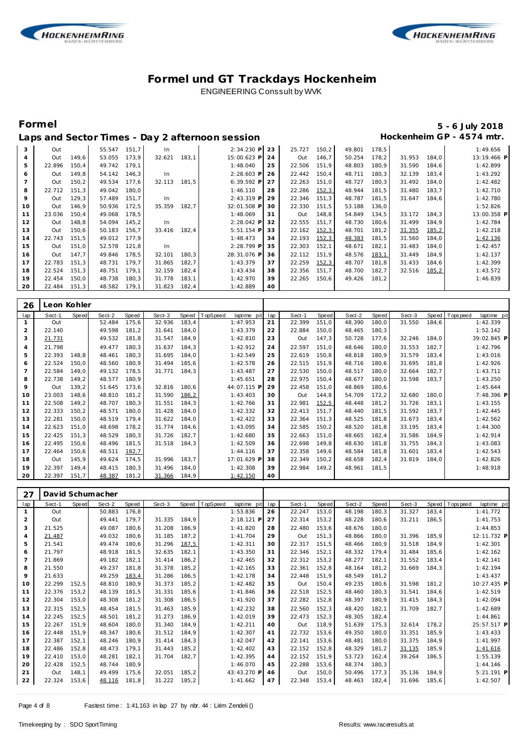# Formel und GT Trackdays Hockenheim

ENGINEERING Conssult by WVK

## Formel

**5 - 6 July 2018**

**Laps and Sector Times - Day 2 afternoon session**

**Hockenheim GP - 4574 mtr.**

| lap | Sect-1 | Speed | Sect-2 | Speed | Sect-3 | Speed | TopSpeed | laptime pit | lap | Sect-1 | Speed | Sect-2 | Speed | Sect-3 | Speed | Topspeed | laptime pit |
|---|---|---|---|---|---|---|---|---|---|---|---|---|---|---|---|---|---|
| 3 | Out | | 55.547 | 151,7 | In | | | 2:34.230 P | 23 | 25.727 | 150,2 | 49.801 | 178,5 | | | | 1:49.656 |
| 4 | Out | 149,6 | 53.055 | 173,9 | 32.621 | 183,1 | | 15:00.623 P | 24 | Out | 146,7 | 50.254 | 178,2 | 31.953 | 184,0 | | 13:19.466 P |
| 5 | 22.896 | 150,4 | 49.742 | 179,1 | | | | 1:48.040 | 25 | 22.506 | 151,9 | 48.803 | 180,9 | 31.590 | 184,6 | | 1:42.899 |
| 6 | Out | 149,8 | 54.142 | 146,3 | In | | | 2:28.603 P | 26 | 22.442 | 150,4 | 48.711 | 180,3 | 32.139 | 183,4 | | 1:43.292 |
| 7 | Out | 150,2 | 49.534 | 177,6 | 32.113 | 181,5 | | 6:39.592 P | 27 | 22.263 | 151,0 | 48.727 | 180,3 | 31.492 | 184,0 | | 1:42.482 |
| 8 | 22.712 | 151,3 | 49.042 | 180,0 | | | | 1:46.110 | 28 | 22.286 | 152,3 | 48.944 | 181,5 | 31.480 | 183,7 | | 1:42.710 |
| 9 | Out | 129,3 | 57.489 | 151,7 | In | | | 2:43.319 P | 29 | 22.346 | 151,3 | 48.787 | 181,5 | 31.647 | 184,6 | | 1:42.780 |
| 10 | Out | 146,9 | 50.936 | 172,5 | 35.359 | 182,7 | | 32:01.508 P | 30 | 22.330 | 151,5 | 53.188 | 136,0 | | | | 1:52.826 |
| 11 | 23.036 | 150,4 | 49.068 | 178,5 | | | | 1:48.069 | 31 | Out | 148,8 | 54.849 | 134,5 | 33.172 | 184,3 | | 13:00.358 P |
| 12 | Out | 148,8 | 54.094 | 145,2 | In | | | 2:28.042 P | 32 | 22.555 | 151,7 | 48.730 | 180,6 | 31.499 | 184,9 | | 1:42.784 |
| 13 | Out | 150,6 | 50.183 | 156,7 | 33.416 | 182,4 | | 5:51.154 P | 33 | 22.162 | 152,3 | 48.701 | 181,2 | 31.355 | 185,2 | | 1:42.218 |
| 14 | 22.743 | 151,5 | 49.012 | 177,9 | | | | 1:48.473 | 34 | 22.193 | 152,3 | 48.383 | 181,5 | 31.560 | 184,0 | | 1:42.136 |
| 15 | Out | 151,0 | 52.578 | 121,8 | In | | | 2:28.799 P | 35 | 22.303 | 152,1 | 48.671 | 182,1 | 31.483 | 184,0 | | 1:42.457 |
| 16 | Out | 147,7 | 49.846 | 178,5 | 32.101 | 180,3 | | 28:31.076 P | 36 | 22.112 | 151,9 | 48.576 | 183,1 | 31.449 | 184,9 | | 1:42.137 |
| 17 | 22.783 | 151,3 | 48.731 | 179,7 | 31.865 | 182,7 | | 1:43.379 | 37 | 22.259 | 152,3 | 48.707 | 181,8 | 31.433 | 184,6 | | 1:42.399 |
| 18 | 22.524 | 151,3 | 48.751 | 179,1 | 32.159 | 182,4 | | 1:43.434 | 38 | 22.356 | 151,7 | 48.700 | 182,7 | 32.516 | 185,2 | | 1:43.572 |
| 19 | 22.454 | 150,0 | 48.738 | 180,3 | 31.778 | 183,1 | | 1:42.970 | 39 | 22.265 | 150,6 | 49.426 | 181,2 | | | | 1:46.839 |
| 20 | 22.484 | 151,3 | 48.582 | 179,1 | 31.823 | 182,4 | | 1:42.889 | 40 | | | | | | | | |

### 26 Leon Kohler

| lap | Sect-1 | Speed | Sect-2 | Speed | Sect-3 | Speed | TopSpeed | laptime pit | lap | Sect-1 | Speed | Sect-2 | Speed | Sect-3 | Speed | Topspeed | laptime pit |
|---|---|---|---|---|---|---|---|---|---|---|---|---|---|---|---|---|---|
| 1 | Out | | 52.484 | 175,6 | 32.936 | 183,4 | | 1:47.953 | 21 | 22.399 | 151,0 | 48.390 | 180,0 | 31.550 | 184,6 | | 1:42.339 |
| 2 | 22.140 | | 49.598 | 181,2 | 31.641 | 184,0 | | 1:43.379 | 22 | 22.884 | 150,0 | 48.465 | 180,3 | | | | 1:52.142 |
| 3 | 21.731 | | 49.532 | 181,8 | 31.547 | 184,9 | | 1:42.810 | 23 | Out | 147,3 | 50.728 | 177,6 | 32.246 | 184,0 | | 39:02.845 P |
| 4 | 21.798 | | 49.477 | 180,3 | 31.637 | 184,3 | | 1:42.912 | 24 | 22.597 | 151,0 | 48.646 | 180,0 | 31.553 | 182,7 | | 1:42.796 |
| 5 | 22.393 | 148,8 | 48.461 | 180,3 | 31.695 | 184,0 | | 1:42.549 | 25 | 22.619 | 150,8 | 48.818 | 180,9 | 31.579 | 183,4 | | 1:43.016 |
| 6 | 22.524 | 150,0 | 48.560 | 180,9 | 31.494 | 185,6 | | 1:42.578 | 26 | 22.515 | 151,9 | 48.716 | 180,6 | 31.695 | 181,8 | | 1:42.926 |
| 7 | 22.584 | 149,0 | 49.132 | 178,5 | 31.771 | 184,3 | | 1:43.487 | 27 | 22.530 | 150,0 | 48.517 | 180,0 | 32.664 | 182,7 | | 1:43.711 |
| 8 | 22.738 | 149,2 | 48.577 | 180,9 | | | | 1:45.651 | 28 | 22.975 | 150,4 | 48.677 | 180,0 | 31.598 | 183,7 | | 1:43.250 |
| 9 | Out | 139,2 | 51.645 | 173,6 | 32.816 | 180,6 | | 44:07.115 P | 29 | 22.458 | 151,0 | 48.869 | 180,6 | | | | 1:45.644 |
| 10 | 23.003 | 148,6 | 48.810 | 181,2 | 31.590 | 186,2 | | 1:43.403 | 30 | Out | 144,8 | 54.709 | 172,2 | 32.680 | 180,0 | | 7:48.396 P |
| 11 | 22.508 | 149,2 | 48.707 | 180,3 | 31.551 | 184,3 | | 1:42.766 | 31 | 22.981 | 152,5 | 48.448 | 181,2 | 31.726 | 183,1 | | 1:43.155 |
| 12 | 22.333 | 150,2 | 48.571 | 180,0 | 31.428 | 184,0 | | 1:42.332 | 32 | 22.413 | 151,7 | 48.440 | 181,5 | 31.592 | 183,7 | | 1:42.445 |
| 13 | 22.281 | 150,0 | 48.519 | 179,4 | 31.622 | 184,0 | | 1:42.422 | 33 | 22.364 | 151,3 | 48.525 | 181,8 | 31.673 | 183,4 | | 1:42.562 |
| 14 | 22.623 | 151,0 | 48.698 | 178,2 | 31.774 | 184,6 | | 1:43.095 | 34 | 22.585 | 150,2 | 48.520 | 181,8 | 33.195 | 183,4 | | 1:44.300 |
| 15 | 22.425 | 151,3 | 48.529 | 180,3 | 31.726 | 182,7 | | 1:42.680 | 35 | 22.663 | 151,0 | 48.665 | 182,4 | 31.586 | 184,9 | | 1:42.914 |
| 16 | 22.495 | 150,6 | 48.496 | 181,5 | 31.518 | 184,3 | | 1:42.509 | 36 | 22.698 | 149,8 | 48.630 | 181,8 | 31.755 | 184,3 | | 1:43.083 |
| 17 | 22.464 | 150,6 | 48.511 | 182,7 | | | | 1:44.116 | 37 | 22.358 | 149,6 | 48.584 | 181,8 | 31.601 | 183,4 | | 1:42.543 |
| 18 | Out | 145,9 | 49.624 | 174,5 | 31.996 | 183,7 | | 17:01.629 P | 38 | 22.349 | 150,2 | 48.658 | 182,4 | 31.819 | 184,0 | | 1:42.826 |
| 19 | 22.397 | 149,4 | 48.415 | 180,3 | 31.496 | 184,0 | | 1:42.308 | 39 | 22.984 | 149,2 | 48.961 | 181,5 | | | | 1:48.918 |
| 20 | 22.397 | 151,7 | 48.387 | 181,2 | 31.366 | 184,9 | | 1:42.150 | 40 | | | | | | | | |

### 27 David Schumacher

| lap | Sect-1 | Speed | Sect-2 | Speed | Sect-3 | Speed | TopSpeed | laptime pit | lap | Sect-1 | Speed | Sect-2 | Speed | Sect-3 | Speed | Topspeed | laptime pit |
|---|---|---|---|---|---|---|---|---|---|---|---|---|---|---|---|---|---|
| 1 | Out | | 50.883 | 176,8 | | | | 1:53.836 | 26 | 22.247 | 153,0 | 48.198 | 180,3 | 31.327 | 183,4 | | 1:41.772 |
| 2 | Out | | 49.441 | 179,7 | 31.335 | 184,9 | | 2:18.121 P | 27 | 22.314 | 153,2 | 48.228 | 180,6 | 31.211 | 186,5 | | 1:41.753 |
| 3 | 21.525 | | 49.087 | 180,6 | 31.208 | 186,9 | | 1:41.820 | 28 | 22.480 | 153,6 | 48.676 | 180,0 | | | | 1:44.853 |
| 4 | 21.487 | | 49.032 | 180,6 | 31.185 | 187,2 | | 1:41.704 | 29 | Out | 151,3 | 48.866 | 180,0 | 31.396 | 185,9 | | 12:11.732 P |
| 5 | 21.541 | | 49.474 | 180,6 | 31.296 | 187,5 | | 1:42.311 | 30 | 22.317 | 151,5 | 48.466 | 180,9 | 31.518 | 184,9 | | 1:42.301 |
| 6 | 21.797 | | 48.918 | 181,5 | 32.635 | 182,1 | | 1:43.350 | 31 | 22.346 | 152,1 | 48.332 | 179,4 | 31.484 | 185,6 | | 1:42.162 |
| 7 | 21.869 | | 49.182 | 182,1 | 31.414 | 186,2 | | 1:42.465 | 32 | 22.312 | 153,2 | 48.277 | 182,1 | 31.552 | 183,4 | | 1:42.141 |
| 8 | 21.550 | | 49.237 | 181,8 | 31.378 | 185,2 | | 1:42.165 | 33 | 22.361 | 152,8 | 48.164 | 181,2 | 31.669 | 184,3 | | 1:42.194 |
| 9 | 21.633 | | 49.259 | 183,4 | 31.286 | 186,5 | | 1:42.178 | 34 | 22.448 | 151,9 | 48.549 | 181,2 | | | | 1:43.437 |
| 10 | 22.299 | 152,5 | 48.810 | 180,9 | 31.373 | 185,2 | | 1:42.482 | 35 | Out | 150,4 | 49.235 | 180,6 | 31.598 | 181,2 | | 10:27.435 P |
| 11 | 22.376 | 153,2 | 48.139 | 181,5 | 31.331 | 185,6 | | 1:41.846 | 36 | 22.518 | 152,5 | 48.460 | 180,3 | 31.541 | 184,6 | | 1:42.519 |
| 12 | 22.304 | 153,0 | 48.308 | 181,2 | 31.308 | 186,5 | | 1:41.920 | 37 | 22.282 | 152,8 | 48.397 | 180,9 | 31.415 | 184,3 | | 1:42.094 |
| 13 | 22.315 | 152,5 | 48.454 | 181,5 | 31.463 | 185,9 | | 1:42.232 | 38 | 22.560 | 152,3 | 48.420 | 182,1 | 31.709 | 182,7 | | 1:42.689 |
| 14 | 22.245 | 152,5 | 48.501 | 181,2 | 31.273 | 186,9 | | 1:42.019 | 39 | 22.473 | 152,3 | 48.305 | 182,4 | | | | 1:44.861 |
| 15 | 22.267 | 151,9 | 48.604 | 180,0 | 31.340 | 184,9 | | 1:42.211 | 40 | Out | 118,9 | 51.639 | 175,3 | 32.614 | 178,2 | | 25:57.517 P |
| 16 | 22.448 | 151,9 | 48.347 | 180,6 | 31.512 | 184,9 | | 1:42.307 | 41 | 22.732 | 153,6 | 49.350 | 180,0 | 31.351 | 185,9 | | 1:43.433 |
| 17 | 22.387 | 152,1 | 48.246 | 180,9 | 31.414 | 184,3 | | 1:42.047 | 42 | 22.141 | 153,6 | 48.481 | 180,0 | 31.375 | 184,9 | | 1:41.997 |
| 18 | 22.486 | 152,8 | 48.473 | 179,1 | 31.443 | 185,2 | | 1:42.402 | 43 | 22.152 | 152,8 | 48.329 | 181,2 | 31.135 | 185,9 | | 1:41.616 |
| 19 | 22.410 | 153,0 | 48.281 | 182,1 | 31.704 | 182,7 | | 1:42.395 | 44 | 22.152 | 151,9 | 53.723 | 162,4 | 39.264 | 186,5 | | 1:55.139 |
| 20 | 22.428 | 152,5 | 48.744 | 180,9 | | | | 1:46.070 | 45 | 22.288 | 153,6 | 48.374 | 180,3 | | | | 1:44.146 |
| 21 | Out | 148,1 | 49.499 | 175,6 | 32.051 | 185,2 | | 43:43.270 P | 46 | Out | 150,0 | 50.496 | 177,3 | 35.136 | 184,9 | | 5:21.191 P |
| 22 | 22.324 | 153,6 | 48.116 | 181,8 | 31.222 | 185,2 | | 1:41.662 | 47 | 22.348 | 153,4 | 48.463 | 182,4 | 31.696 | 185,6 | | 1:42.507 |

Fastest time : 1:41.163 in lap 27 by nbr. 44 : Lirim Zendeli ()

Timekeeping by : SDO SportTiming

Results: www.raceresults.at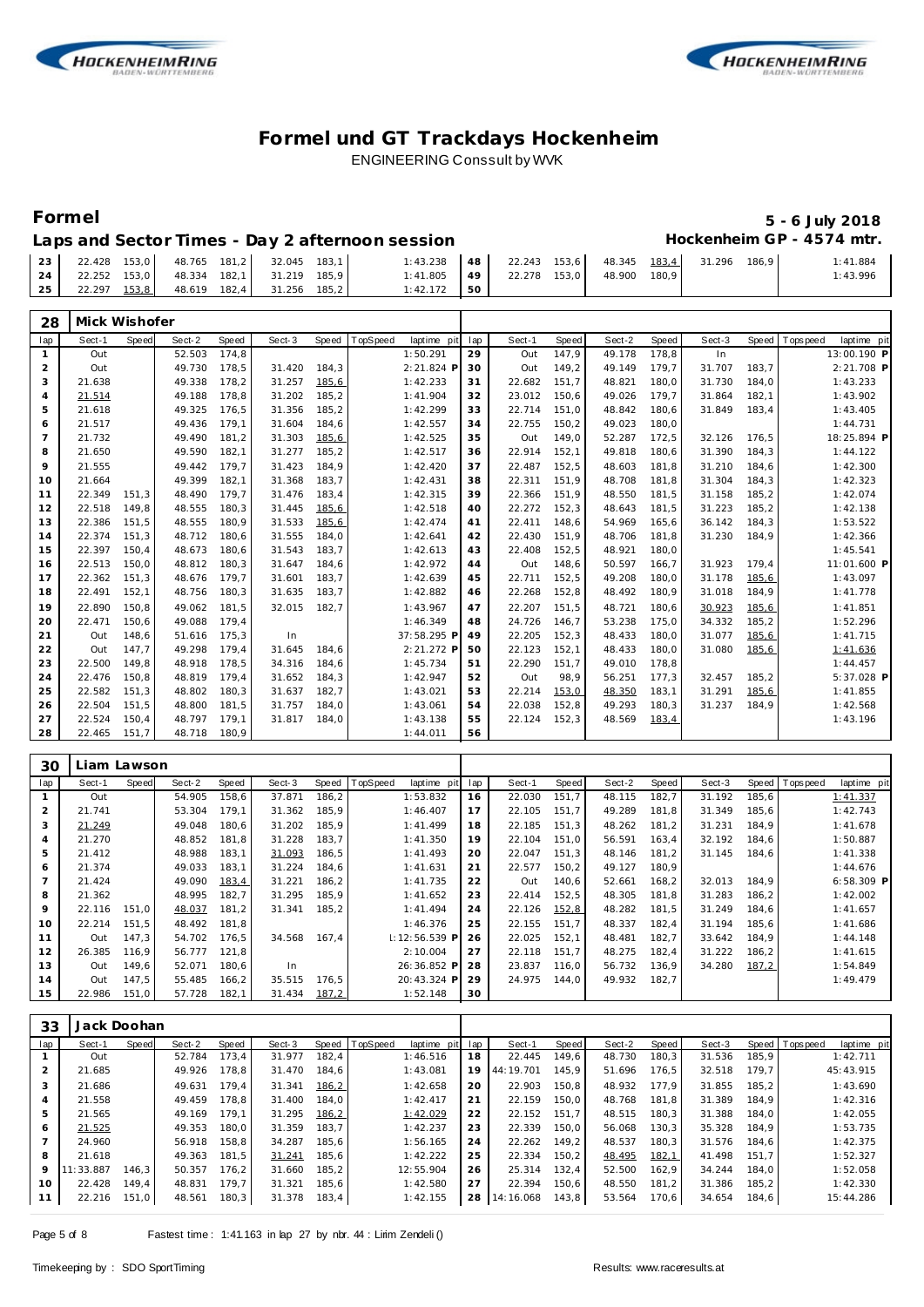# Formel und GT Trackdays Hockenheim

ENGINEERING Conssult by WVK

## Formel

**5 - 6 July 2018**

**Laps and Sector Times - Day 2 afternoon session**

**Hockenheim GP - 4574 mtr.**

| lap | Sect-1 | Speed | Sect-2 | Speed | Sect-3 | Speed | TopSpeed | laptime pit | lap | Sect-1 | Speed | Sect-2 | Speed | Sect-3 | Speed | Topspeed | laptime pit |
|---|---|---|---|---|---|---|---|---|---|---|---|---|---|---|---|---|---|
| 23 | 22.428 | 153,0 | 48.765 | 181,2 | 32.045 | 183,1 | | 1:43.238 | 48 | 22.243 | 153,6 | 48.345 | 183,4 | 31.296 | 186,9 | | 1:41.884 |
| 24 | 22.252 | 153,0 | 48.334 | 182,1 | 31.219 | 185,9 | | 1:41.805 | 49 | 22.278 | 153,0 | 48.900 | 180,9 | | | | 1:43.996 |
| 25 | 22.297 | 153,8 | 48.619 | 182,4 | 31.256 | 185,2 | | 1:42.172 | 50 | | | | | | | | |

### 28 Mick Wishofer

| lap | Sect-1 | Speed | Sect-2 | Speed | Sect-3 | Speed | TopSpeed | laptime pit | lap | Sect-1 | Speed | Sect-2 | Speed | Sect-3 | Speed | Topspeed | laptime pit |
|---|---|---|---|---|---|---|---|---|---|---|---|---|---|---|---|---|---|
| 1 | Out | | 52.503 | 174,8 | | | | 1:50.291 | 29 | Out | 147,9 | 49.178 | 178,8 | In | | | 13:00.190 P |
| 2 | Out | | 49.730 | 178,5 | 31.420 | 184,3 | | 2:21.824 P | 30 | Out | 149,2 | 49.149 | 179,7 | 31.707 | 183,7 | | 2:21.708 P |
| 3 | 21.638 | | 49.338 | 178,2 | 31.257 | 185,6 | | 1:42.233 | 31 | 22.682 | 151,7 | 48.821 | 180,0 | 31.730 | 184,0 | | 1:43.233 |
| 4 | 21.514 | | 49.188 | 178,8 | 31.202 | 185,2 | | 1:41.904 | 32 | 23.012 | 150,6 | 49.026 | 179,7 | 31.864 | 182,1 | | 1:43.902 |
| 5 | 21.618 | | 49.325 | 176,5 | 31.356 | 185,2 | | 1:42.299 | 33 | 22.714 | 151,0 | 48.842 | 180,6 | 31.849 | 183,4 | | 1:43.405 |
| 6 | 21.517 | | 49.436 | 179,1 | 31.604 | 184,6 | | 1:42.557 | 34 | 22.755 | 150,2 | 49.023 | 180,0 | | | | 1:44.731 |
| 7 | 21.732 | | 49.490 | 181,2 | 31.303 | 185,6 | | 1:42.525 | 35 | Out | 149,0 | 52.287 | 172,5 | 32.126 | 176,5 | | 18:25.894 P |
| 8 | 21.650 | | 49.590 | 182,1 | 31.277 | 185,2 | | 1:42.517 | 36 | 22.914 | 152,1 | 49.818 | 180,6 | 31.390 | 184,3 | | 1:44.122 |
| 9 | 21.555 | | 49.442 | 179,7 | 31.423 | 184,9 | | 1:42.420 | 37 | 22.487 | 152,5 | 48.603 | 181,8 | 31.210 | 184,6 | | 1:42.300 |
| 10 | 21.664 | | 49.399 | 182,1 | 31.368 | 183,7 | | 1:42.431 | 38 | 22.311 | 151,9 | 48.708 | 181,8 | 31.304 | 184,3 | | 1:42.323 |
| 11 | 22.349 | 151,3 | 48.490 | 179,7 | 31.476 | 183,4 | | 1:42.315 | 39 | 22.366 | 151,9 | 48.550 | 181,5 | 31.158 | 185,2 | | 1:42.074 |
| 12 | 22.518 | 149,8 | 48.555 | 180,3 | 31.445 | 185,6 | | 1:42.518 | 40 | 22.272 | 152,3 | 48.643 | 181,5 | 31.223 | 185,2 | | 1:42.138 |
| 13 | 22.386 | 151,5 | 48.555 | 180,9 | 31.533 | 185,6 | | 1:42.474 | 41 | 22.411 | 148,6 | 54.969 | 165,6 | 36.142 | 184,3 | | 1:53.522 |
| 14 | 22.374 | 151,3 | 48.712 | 180,6 | 31.555 | 184,0 | | 1:42.641 | 42 | 22.430 | 151,9 | 48.706 | 181,8 | 31.230 | 184,9 | | 1:42.366 |
| 15 | 22.397 | 150,4 | 48.673 | 180,6 | 31.543 | 183,7 | | 1:42.613 | 43 | 22.408 | 152,5 | 48.921 | 180,0 | | | | 1:45.541 |
| 16 | 22.513 | 150,0 | 48.812 | 180,3 | 31.647 | 184,6 | | 1:42.972 | 44 | Out | 148,6 | 50.597 | 166,7 | 31.923 | 179,4 | | 11:01.600 P |
| 17 | 22.362 | 151,3 | 48.676 | 179,7 | 31.601 | 183,7 | | 1:42.639 | 45 | 22.711 | 152,5 | 49.208 | 180,0 | 31.178 | 185,6 | | 1:43.097 |
| 18 | 22.491 | 152,1 | 48.756 | 180,3 | 31.635 | 183,7 | | 1:42.882 | 46 | 22.268 | 152,8 | 48.492 | 180,9 | 31.018 | 184,9 | | 1:41.778 |
| 19 | 22.890 | 150,8 | 49.062 | 181,5 | 32.015 | 182,7 | | 1:43.967 | 47 | 22.207 | 151,5 | 48.721 | 180,6 | 30.923 | 185,6 | | 1:41.851 |
| 20 | 22.471 | 150,6 | 49.088 | 179,4 | | | | 1:46.349 | 48 | 24.726 | 146,7 | 53.238 | 175,0 | 34.332 | 185,2 | | 1:52.296 |
| 21 | Out | 148,6 | 51.616 | 175,3 | In | | | 37:58.295 P | 49 | 22.205 | 152,3 | 48.433 | 180,0 | 31.077 | 185,6 | | 1:41.715 |
| 22 | Out | 147,7 | 49.298 | 179,4 | 31.645 | 184,6 | | 2:21.272 P | 50 | 22.123 | 152,1 | 48.433 | 180,0 | 31.080 | 185,6 | | 1:41.636 |
| 23 | 22.500 | 149,8 | 48.918 | 178,5 | 34.316 | 184,6 | | 1:45.734 | 51 | 22.290 | 151,7 | 49.010 | 178,8 | | | | 1:44.457 |
| 24 | 22.476 | 150,8 | 48.819 | 179,4 | 31.652 | 184,3 | | 1:42.947 | 52 | Out | 98,9 | 56.251 | 177,3 | 32.457 | 185,2 | | 5:37.028 P |
| 25 | 22.582 | 151,3 | 48.802 | 180,3 | 31.637 | 182,7 | | 1:43.021 | 53 | 22.214 | 153,0 | 48.350 | 183,1 | 31.291 | 185,6 | | 1:41.855 |
| 26 | 22.504 | 151,5 | 48.800 | 181,5 | 31.757 | 184,0 | | 1:43.061 | 54 | 22.038 | 152,8 | 49.293 | 180,3 | 31.237 | 184,9 | | 1:42.568 |
| 27 | 22.524 | 150,4 | 48.797 | 179,1 | 31.817 | 184,0 | | 1:43.138 | 55 | 22.124 | 152,3 | 48.569 | 183,4 | | | | 1:43.196 |
| 28 | 22.465 | 151,7 | 48.718 | 180,9 | | | | 1:44.011 | 56 | | | | | | | | |

### 30 Liam Lawson

| lap | Sect-1 | Speed | Sect-2 | Speed | Sect-3 | Speed | TopSpeed | laptime pit | lap | Sect-1 | Speed | Sect-2 | Speed | Sect-3 | Speed | Topspeed | laptime pit |
|---|---|---|---|---|---|---|---|---|---|---|---|---|---|---|---|---|---|
| 1 | Out | | 54.905 | 158,6 | 37.871 | 186,2 | | 1:53.832 | 16 | 22.030 | 151,7 | 48.115 | 182,7 | 31.192 | 185,6 | | 1:41.337 |
| 2 | 21.741 | | 53.304 | 179,1 | 31.362 | 185,9 | | 1:46.407 | 17 | 22.105 | 151,7 | 49.289 | 181,8 | 31.349 | 185,6 | | 1:42.743 |
| 3 | 21.249 | | 49.048 | 180,6 | 31.202 | 185,9 | | 1:41.499 | 18 | 22.185 | 151,3 | 48.262 | 181,2 | 31.231 | 184,9 | | 1:41.678 |
| 4 | 21.270 | | 48.852 | 181,8 | 31.228 | 183,7 | | 1:41.350 | 19 | 22.104 | 151,0 | 56.591 | 163,4 | 32.192 | 184,6 | | 1:50.887 |
| 5 | 21.412 | | 48.988 | 183,1 | 31.093 | 186,5 | | 1:41.493 | 20 | 22.047 | 151,3 | 48.146 | 181,2 | 31.145 | 184,6 | | 1:41.338 |
| 6 | 21.374 | | 49.033 | 183,1 | 31.224 | 184,6 | | 1:41.631 | 21 | 22.577 | 150,2 | 49.127 | 180,9 | | | | 1:44.676 |
| 7 | 21.424 | | 49.090 | 183,4 | 31.221 | 186,2 | | 1:41.735 | 22 | Out | 140,6 | 52.661 | 168,2 | 32.013 | 184,9 | | 6:58.309 P |
| 8 | 21.362 | | 48.995 | 182,7 | 31.295 | 185,9 | | 1:41.652 | 23 | 22.414 | 152,5 | 48.305 | 181,8 | 31.283 | 186,2 | | 1:42.002 |
| 9 | 22.116 | 151,0 | 48.037 | 181,2 | 31.341 | 185,2 | | 1:41.494 | 24 | 22.126 | 152,8 | 48.282 | 181,5 | 31.249 | 184,6 | | 1:41.657 |
| 10 | 22.214 | 151,5 | 48.492 | 181,8 | | | | 1:46.376 | 25 | 22.155 | 151,7 | 48.337 | 182,4 | 31.194 | 185,6 | | 1:41.686 |
| 11 | Out | 147,3 | 54.702 | 176,5 | 34.568 | 167,4 | | 1:12:56.539 P | 26 | 22.025 | 152,1 | 48.481 | 182,7 | 33.642 | 184,9 | | 1:44.148 |
| 12 | 26.385 | 116,9 | 56.777 | 121,8 | | | | 2:10.004 | 27 | 22.118 | 151,7 | 48.275 | 182,4 | 31.222 | 186,2 | | 1:41.615 |
| 13 | Out | 149,6 | 52.071 | 180,6 | In | | | 26:36.852 P | 28 | 23.837 | 116,0 | 56.732 | 136,9 | 34.280 | 187,2 | | 1:54.849 |
| 14 | Out | 147,5 | 55.485 | 166,2 | 35.515 | 176,5 | | 20:43.324 P | 29 | 24.975 | 144,0 | 49.932 | 182,7 | | | | 1:49.479 |
| 15 | 22.986 | 151,0 | 57.728 | 182,1 | 31.434 | 187,2 | | 1:52.148 | 30 | | | | | | | | |

### 33 Jack Doohan

| lap | Sect-1 | Speed | Sect-2 | Speed | Sect-3 | Speed | TopSpeed | laptime pit | lap | Sect-1 | Speed | Sect-2 | Speed | Sect-3 | Speed | Topspeed | laptime pit |
|---|---|---|---|---|---|---|---|---|---|---|---|---|---|---|---|---|---|
| 1 | Out | | 52.784 | 173,4 | 31.977 | 182,4 | | 1:46.516 | 18 | 22.445 | 149,6 | 48.730 | 180,3 | 31.536 | 185,9 | | 1:42.711 |
| 2 | 21.685 | | 49.926 | 178,8 | 31.470 | 184,6 | | 1:43.081 | 19 | 44:19.701 | 145,9 | 51.696 | 176,5 | 32.518 | 179,7 | | 45:43.915 |
| 3 | 21.686 | | 49.631 | 179,4 | 31.341 | 186,2 | | 1:42.658 | 20 | 22.903 | 150,8 | 48.932 | 177,9 | 31.855 | 185,2 | | 1:43.690 |
| 4 | 21.558 | | 49.459 | 178,8 | 31.400 | 184,0 | | 1:42.417 | 21 | 22.159 | 150,0 | 48.768 | 181,8 | 31.389 | 184,9 | | 1:42.316 |
| 5 | 21.565 | | 49.169 | 179,1 | 31.295 | 186,2 | | 1:42.029 | 22 | 22.152 | 151,7 | 48.515 | 180,3 | 31.388 | 184,0 | | 1:42.055 |
| 6 | 21.525 | | 49.353 | 180,0 | 31.359 | 183,7 | | 1:42.237 | 23 | 22.339 | 150,0 | 56.068 | 130,3 | 35.328 | 184,9 | | 1:53.735 |
| 7 | 24.960 | | 56.918 | 158,8 | 34.287 | 185,6 | | 1:56.165 | 24 | 22.262 | 149,2 | 48.537 | 180,3 | 31.576 | 184,6 | | 1:42.375 |
| 8 | 21.618 | | 49.363 | 181,5 | 31.241 | 185,6 | | 1:42.222 | 25 | 22.334 | 150,2 | 48.495 | 182,1 | 41.498 | 151,7 | | 1:52.327 |
| 9 | 11:33.887 | 146,3 | 50.357 | 176,2 | 31.660 | 185,2 | | 12:55.904 | 26 | 25.314 | 132,4 | 52.500 | 162,9 | 34.244 | 184,0 | | 1:52.058 |
| 10 | 22.428 | 149,4 | 48.831 | 179,7 | 31.321 | 185,6 | | 1:42.580 | 27 | 22.394 | 150,6 | 48.550 | 181,2 | 31.386 | 185,2 | | 1:42.330 |
| 11 | 22.216 | 151,0 | 48.561 | 180,3 | 31.378 | 183,4 | | 1:42.155 | 28 | 14:16.068 | 143,8 | 53.564 | 170,6 | 34.654 | 184,6 | | 15:44.286 |

Fastest time : 1:41.163 in lap 27 by nbr. 44 : Lirim Zendeli ()

Timekeeping by : SDO SportTiming

Results: www.raceresults.at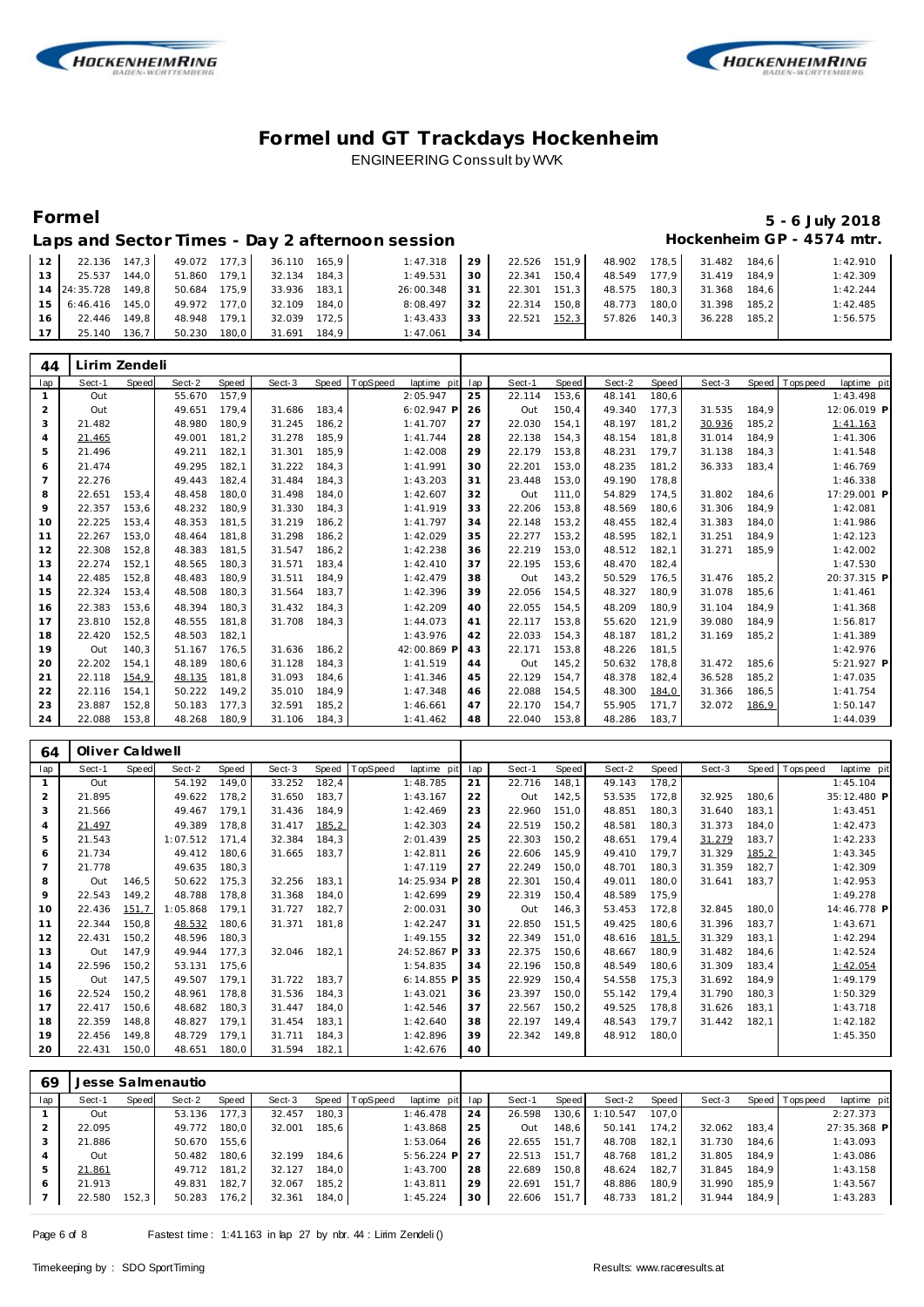# Formel und GT Trackdays Hockenheim

ENGINEERING Conssult by WVK

## Formel

**5 - 6 July 2018**

**Laps and Sector Times - Day 2 afternoon session**

**Hockenheim GP - 4574 mtr.**

| lap | Sect-1 | Speed | Sect-2 | Speed | Sect-3 | Speed | TopSpeed | laptime pit | lap | Sect-1 | Speed | Sect-2 | Speed | Sect-3 | Speed | Topspeed | laptime pit |
|---|---|---|---|---|---|---|---|---|---|---|---|---|---|---|---|---|---|
| 12 | 22.136 | 147,3 | 49.072 | 177,3 | 36.110 | 165,9 | | 1:47.318 | 29 | 22.526 | 151,9 | 48.902 | 178,5 | 31.482 | 184,6 | | 1:42.910 |
| 13 | 25.537 | 144,0 | 51.860 | 179,1 | 32.134 | 184,3 | | 1:49.531 | 30 | 22.341 | 150,4 | 48.549 | 177,9 | 31.419 | 184,9 | | 1:42.309 |
| 14 | 24:35.728 | 149,8 | 50.684 | 175,9 | 33.936 | 183,1 | | 26:00.348 | 31 | 22.301 | 151,3 | 48.575 | 180,3 | 31.368 | 184,6 | | 1:42.244 |
| 15 | 6:46.416 | 145,0 | 49.972 | 177,0 | 32.109 | 184,0 | | 8:08.497 | 32 | 22.314 | 150,8 | 48.773 | 180,0 | 31.398 | 185,2 | | 1:42.485 |
| 16 | 22.446 | 149,8 | 48.948 | 179,1 | 32.039 | 172,5 | | 1:43.433 | 33 | 22.521 | 152,3 | 57.826 | 140,3 | 36.228 | 185,2 | | 1:56.575 |
| 17 | 25.140 | 136,7 | 50.230 | 180,0 | 31.691 | 184,9 | | 1:47.061 | 34 | | | | | | | | |

### 44 Lirim Zendeli

| lap | Sect-1 | Speed | Sect-2 | Speed | Sect-3 | Speed | TopSpeed | laptime pit | lap | Sect-1 | Speed | Sect-2 | Speed | Sect-3 | Speed | Topspeed | laptime pit |
|---|---|---|---|---|---|---|---|---|---|---|---|---|---|---|---|---|---|
| 1 | Out | | 55.670 | 157,9 | | | | 2:05.947 | 25 | 22.114 | 153,6 | 48.141 | 180,6 | | | | 1:43.498 |
| 2 | Out | | 49.651 | 179,4 | 31.686 | 183,4 | | 6:02.947 P | 26 | Out | 150,4 | 49.340 | 177,3 | 31.535 | 184,9 | | 12:06.019 P |
| 3 | 21.482 | | 48.980 | 180,9 | 31.245 | 186,2 | | 1:41.707 | 27 | 22.030 | 154,1 | 48.197 | 181,2 | 30.936 | 185,2 | | 1:41.163 |
| 4 | 21.465 | | 49.001 | 181,2 | 31.278 | 185,9 | | 1:41.744 | 28 | 22.138 | 154,3 | 48.154 | 181,8 | 31.014 | 184,9 | | 1:41.306 |
| 5 | 21.496 | | 49.211 | 182,1 | 31.301 | 185,9 | | 1:42.008 | 29 | 22.179 | 153,8 | 48.231 | 179,7 | 31.138 | 184,3 | | 1:41.548 |
| 6 | 21.474 | | 49.295 | 182,1 | 31.222 | 184,3 | | 1:41.991 | 30 | 22.201 | 153,0 | 48.235 | 181,2 | 36.333 | 183,4 | | 1:46.769 |
| 7 | 22.276 | | 49.443 | 182,4 | 31.484 | 184,3 | | 1:43.203 | 31 | 23.448 | 153,0 | 49.190 | 178,8 | | | | 1:46.338 |
| 8 | 22.651 | 153,4 | 48.458 | 180,0 | 31.498 | 184,0 | | 1:42.607 | 32 | Out | 111,0 | 54.829 | 174,5 | 31.802 | 184,6 | | 17:29.001 P |
| 9 | 22.357 | 153,6 | 48.232 | 180,9 | 31.330 | 184,3 | | 1:41.919 | 33 | 22.206 | 153,8 | 48.569 | 180,6 | 31.306 | 184,9 | | 1:42.081 |
| 10 | 22.225 | 153,4 | 48.353 | 181,5 | 31.219 | 186,2 | | 1:41.797 | 34 | 22.148 | 153,2 | 48.455 | 182,4 | 31.383 | 184,0 | | 1:41.986 |
| 11 | 22.267 | 153,0 | 48.464 | 181,8 | 31.298 | 186,2 | | 1:42.029 | 35 | 22.277 | 153,2 | 48.595 | 182,1 | 31.251 | 184,9 | | 1:42.123 |
| 12 | 22.308 | 152,8 | 48.383 | 181,5 | 31.547 | 186,2 | | 1:42.238 | 36 | 22.219 | 153,0 | 48.512 | 182,1 | 31.271 | 185,9 | | 1:42.002 |
| 13 | 22.274 | 152,1 | 48.565 | 180,3 | 31.571 | 183,4 | | 1:42.410 | 37 | 22.195 | 153,6 | 48.470 | 182,4 | | | | 1:47.530 |
| 14 | 22.485 | 152,8 | 48.483 | 180,9 | 31.511 | 184,9 | | 1:42.479 | 38 | Out | 143,2 | 50.529 | 176,5 | 31.476 | 185,2 | | 20:37.315 P |
| 15 | 22.324 | 153,4 | 48.508 | 180,3 | 31.564 | 183,7 | | 1:42.396 | 39 | 22.056 | 154,5 | 48.327 | 180,9 | 31.078 | 185,6 | | 1:41.461 |
| 16 | 22.383 | 153,6 | 48.394 | 180,3 | 31.432 | 184,3 | | 1:42.209 | 40 | 22.055 | 154,5 | 48.209 | 180,9 | 31.104 | 184,9 | | 1:41.368 |
| 17 | 23.810 | 152,8 | 48.555 | 181,8 | 31.708 | 184,3 | | 1:44.073 | 41 | 22.117 | 153,8 | 55.620 | 121,9 | 39.080 | 184,9 | | 1:56.817 |
| 18 | 22.420 | 152,5 | 48.503 | 182,1 | | | | 1:43.976 | 42 | 22.033 | 154,3 | 48.187 | 181,2 | 31.169 | 185,2 | | 1:41.389 |
| 19 | Out | 140,3 | 51.167 | 176,5 | 31.636 | 186,2 | | 42:00.869 P | 43 | 22.171 | 153,8 | 48.226 | 181,5 | | | | 1:42.976 |
| 20 | 22.202 | 154,1 | 48.189 | 180,6 | 31.128 | 184,3 | | 1:41.519 | 44 | Out | 145,2 | 50.632 | 178,8 | 31.472 | 185,6 | | 5:21.927 P |
| 21 | 22.118 | 154,9 | 48.135 | 181,8 | 31.093 | 184,6 | | 1:41.346 | 45 | 22.129 | 154,7 | 48.378 | 182,4 | 36.528 | 185,2 | | 1:47.035 |
| 22 | 22.116 | 154,1 | 50.222 | 149,2 | 35.010 | 184,9 | | 1:47.348 | 46 | 22.088 | 154,5 | 48.300 | 184,0 | 31.366 | 186,5 | | 1:41.754 |
| 23 | 23.887 | 152,8 | 50.183 | 177,3 | 32.591 | 185,2 | | 1:46.661 | 47 | 22.170 | 154,7 | 55.905 | 171,7 | 32.072 | 186,9 | | 1:50.147 |
| 24 | 22.088 | 153,8 | 48.268 | 180,9 | 31.106 | 184,3 | | 1:41.462 | 48 | 22.040 | 153,8 | 48.286 | 183,7 | | | | 1:44.039 |

### 64 Oliver Caldwell

| lap | Sect-1 | Speed | Sect-2 | Speed | Sect-3 | Speed | TopSpeed | laptime pit | lap | Sect-1 | Speed | Sect-2 | Speed | Sect-3 | Speed | Topspeed | laptime pit |
|---|---|---|---|---|---|---|---|---|---|---|---|---|---|---|---|---|---|
| 1 | Out | | 54.192 | 149,0 | 33.252 | 182,4 | | 1:48.785 | 21 | 22.716 | 148,1 | 49.143 | 178,2 | | | | 1:45.104 |
| 2 | 21.895 | | 49.622 | 178,2 | 31.650 | 183,7 | | 1:43.167 | 22 | Out | 142,5 | 53.535 | 172,8 | 32.925 | 180,6 | | 35:12.480 P |
| 3 | 21.566 | | 49.467 | 179,1 | 31.436 | 184,9 | | 1:42.469 | 23 | 22.960 | 151,0 | 48.851 | 180,3 | 31.640 | 183,1 | | 1:43.451 |
| 4 | 21.497 | | 49.389 | 178,8 | 31.417 | 185,2 | | 1:42.303 | 24 | 22.519 | 150,2 | 48.581 | 180,3 | 31.373 | 184,0 | | 1:42.473 |
| 5 | 21.543 | | 1:07.512 | 171,4 | 32.384 | 184,3 | | 2:01.439 | 25 | 22.303 | 150,2 | 48.651 | 179,4 | 31.279 | 183,7 | | 1:42.233 |
| 6 | 21.734 | | 49.412 | 180,6 | 31.665 | 183,7 | | 1:42.811 | 26 | 22.606 | 145,9 | 49.410 | 179,7 | 31.329 | 185,2 | | 1:43.345 |
| 7 | 21.778 | | 49.635 | 180,3 | | | | 1:47.119 | 27 | 22.249 | 150,0 | 48.701 | 180,3 | 31.359 | 182,7 | | 1:42.309 |
| 8 | Out | 146,5 | 50.622 | 175,3 | 32.256 | 183,1 | | 14:25.934 P | 28 | 22.301 | 150,4 | 49.011 | 180,0 | 31.641 | 183,7 | | 1:42.953 |
| 9 | 22.543 | 149,2 | 48.788 | 178,8 | 31.368 | 184,0 | | 1:42.699 | 29 | 22.319 | 150,4 | 48.589 | 175,9 | | | | 1:49.278 |
| 10 | 22.436 | 151,7 | 1:05.868 | 179,1 | 31.727 | 182,7 | | 2:00.031 | 30 | Out | 146,3 | 53.453 | 172,8 | 32.845 | 180,0 | | 14:46.778 P |
| 11 | 22.344 | 150,8 | 48.532 | 180,6 | 31.371 | 181,8 | | 1:42.247 | 31 | 22.850 | 151,5 | 49.425 | 180,6 | 31.396 | 183,7 | | 1:43.671 |
| 12 | 22.431 | 150,2 | 48.596 | 180,3 | | | | 1:49.155 | 32 | 22.349 | 151,0 | 48.616 | 181,5 | 31.329 | 183,1 | | 1:42.294 |
| 13 | Out | 147,9 | 49.944 | 177,3 | 32.046 | 182,1 | | 24:52.867 P | 33 | 22.375 | 150,6 | 48.667 | 180,9 | 31.482 | 184,6 | | 1:42.524 |
| 14 | 22.596 | 150,2 | 53.131 | 175,6 | | | | 1:54.835 | 34 | 22.196 | 150,8 | 48.549 | 180,6 | 31.309 | 183,4 | | 1:42.054 |
| 15 | Out | 147,5 | 49.507 | 179,1 | 31.722 | 183,7 | | 6:14.855 P | 35 | 22.929 | 150,4 | 54.558 | 175,3 | 31.692 | 184,9 | | 1:49.179 |
| 16 | 22.524 | 150,2 | 48.961 | 178,8 | 31.536 | 184,3 | | 1:43.021 | 36 | 23.397 | 150,0 | 55.142 | 179,4 | 31.790 | 180,3 | | 1:50.329 |
| 17 | 22.417 | 150,6 | 48.682 | 180,3 | 31.447 | 184,0 | | 1:42.546 | 37 | 22.567 | 150,2 | 49.525 | 178,8 | 31.626 | 183,1 | | 1:43.718 |
| 18 | 22.359 | 148,8 | 48.827 | 179,1 | 31.454 | 183,1 | | 1:42.640 | 38 | 22.197 | 149,4 | 48.543 | 179,7 | 31.442 | 182,1 | | 1:42.182 |
| 19 | 22.456 | 149,8 | 48.729 | 179,1 | 31.711 | 184,3 | | 1:42.896 | 39 | 22.342 | 149,8 | 48.912 | 180,0 | | | | 1:45.350 |
| 20 | 22.431 | 150,0 | 48.651 | 180,0 | 31.594 | 182,1 | | 1:42.676 | 40 | | | | | | | | |

### 69 Jesse Salmenautio

| lap | Sect-1 | Speed | Sect-2 | Speed | Sect-3 | Speed | TopSpeed | laptime pit | lap | Sect-1 | Speed | Sect-2 | Speed | Sect-3 | Speed | Topspeed | laptime pit |
|---|---|---|---|---|---|---|---|---|---|---|---|---|---|---|---|---|---|
| 1 | Out | | 53.136 | 177,3 | 32.457 | 180,3 | | 1:46.478 | 24 | 26.598 | 130,6 | 1:10.547 | 107,0 | | | | 2:27.373 |
| 2 | 22.095 | | 49.772 | 180,0 | 32.001 | 185,6 | | 1:43.868 | 25 | Out | 148,6 | 50.141 | 174,2 | 32.062 | 183,4 | | 27:35.368 P |
| 3 | 21.886 | | 50.670 | 155,6 | | | | 1:53.064 | 26 | 22.655 | 151,7 | 48.708 | 182,1 | 31.730 | 184,6 | | 1:43.093 |
| 4 | Out | | 50.482 | 180,6 | 32.199 | 184,6 | | 5:56.224 P | 27 | 22.513 | 151,7 | 48.768 | 181,2 | 31.805 | 184,9 | | 1:43.086 |
| 5 | 21.861 | | 49.712 | 181,2 | 32.127 | 184,0 | | 1:43.700 | 28 | 22.689 | 150,8 | 48.624 | 182,7 | 31.845 | 184,9 | | 1:43.158 |
| 6 | 21.913 | | 49.831 | 182,7 | 32.067 | 185,2 | | 1:43.811 | 29 | 22.691 | 151,7 | 48.886 | 180,9 | 31.990 | 185,9 | | 1:43.567 |
| 7 | 22.580 | 152,3 | 50.283 | 176,2 | 32.361 | 184,0 | | 1:45.224 | 30 | 22.606 | 151,7 | 48.733 | 181,2 | 31.944 | 184,9 | | 1:43.283 |

Fastest time : 1:41.163 in lap 27 by nbr. 44 : Lirim Zendeli ()

Timekeeping by : SDO SportTiming

Results: www.raceresults.at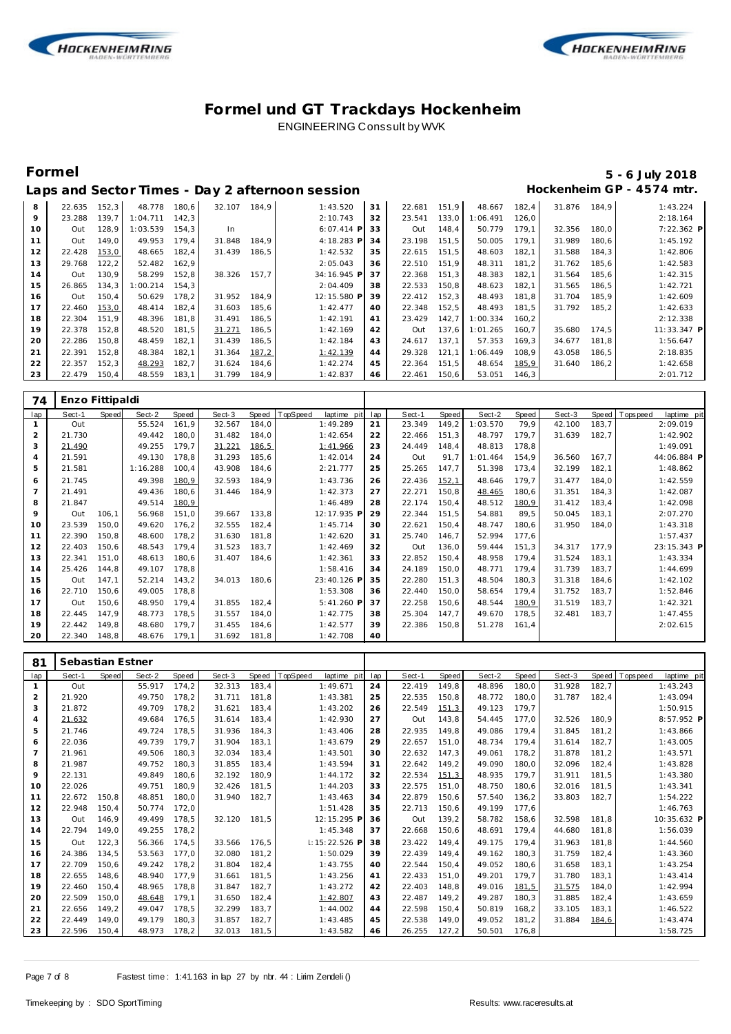# Formel und GT Trackdays Hockenheim

ENGINEERING Conssult by WVK

## Formel

**5 - 6 July 2018**

**Laps and Sector Times - Day 2 afternoon session**

**Hockenheim GP - 4574 mtr.**

| lap | Sect-1 | Speed | Sect-2 | Speed | Sect-3 | Speed | TopSpeed | laptime pit | lap | Sect-1 | Speed | Sect-2 | Speed | Sect-3 | Speed | Topspeed | laptime pit |
|---|---|---|---|---|---|---|---|---|---|---|---|---|---|---|---|---|---|
| 8 | 22.635 | 152,3 | 48.778 | 180,6 | 32.107 | 184,9 | | 1:43.520 | 31 | 22.681 | 151,9 | 48.667 | 182,4 | 31.876 | 184,9 | | 1:43.224 |
| 9 | 23.288 | 139,7 | 1:04.711 | 142,3 | | | | 2:10.743 | 32 | 23.541 | 133,0 | 1:06.491 | 126,0 | | | | 2:18.164 |
| 10 | Out | 128,9 | 1:03.539 | 154,3 | In | | | 6:07.414 P | 33 | Out | 148,4 | 50.779 | 179,1 | 32.356 | 180,0 | | 7:22.362 P |
| 11 | Out | 149,0 | 49.953 | 179,4 | 31.848 | 184,9 | | 4:18.283 P | 34 | 23.198 | 151,5 | 50.005 | 179,1 | 31.989 | 180,6 | | 1:45.192 |
| 12 | 22.428 | 153,0 | 48.665 | 182,4 | 31.439 | 186,5 | | 1:42.532 | 35 | 22.615 | 151,5 | 48.603 | 182,1 | 31.588 | 184,3 | | 1:42.806 |
| 13 | 29.768 | 122,2 | 52.482 | 162,9 | | | | 2:05.043 | 36 | 22.510 | 151,9 | 48.311 | 181,2 | 31.762 | 185,6 | | 1:42.583 |
| 14 | Out | 130,9 | 58.299 | 152,8 | 38.326 | 157,7 | | 34:16.945 P | 37 | 22.368 | 151,3 | 48.383 | 182,1 | 31.564 | 185,6 | | 1:42.315 |
| 15 | 26.865 | 134,3 | 1:00.214 | 154,3 | | | | 2:04.409 | 38 | 22.533 | 150,8 | 48.623 | 182,1 | 31.565 | 186,5 | | 1:42.721 |
| 16 | Out | 150,4 | 50.629 | 178,2 | 31.952 | 184,9 | | 12:15.580 P | 39 | 22.412 | 152,3 | 48.493 | 181,8 | 31.704 | 185,9 | | 1:42.609 |
| 17 | 22.460 | 153,0 | 48.414 | 182,4 | 31.603 | 185,6 | | 1:42.477 | 40 | 22.348 | 152,5 | 48.493 | 181,5 | 31.792 | 185,2 | | 1:42.633 |
| 18 | 22.304 | 151,9 | 48.396 | 181,8 | 31.491 | 186,5 | | 1:42.191 | 41 | 23.429 | 142,7 | 1:00.334 | 160,2 | | | | 2:12.338 |
| 19 | 22.378 | 152,8 | 48.520 | 181,5 | 31.271 | 186,5 | | 1:42.169 | 42 | Out | 137,6 | 1:01.265 | 160,7 | 35.680 | 174,5 | | 11:33.347 P |
| 20 | 22.286 | 150,8 | 48.459 | 182,1 | 31.439 | 186,5 | | 1:42.184 | 43 | 24.617 | 137,1 | 57.353 | 169,3 | 34.677 | 181,8 | | 1:56.647 |
| 21 | 22.391 | 152,8 | 48.384 | 182,1 | 31.364 | 187,2 | | 1:42.139 | 44 | 29.328 | 121,1 | 1:06.449 | 108,9 | 43.058 | 186,5 | | 2:18.835 |
| 22 | 22.357 | 152,3 | 48.293 | 182,7 | 31.624 | 184,6 | | 1:42.274 | 45 | 22.364 | 151,5 | 48.654 | 185,9 | 31.640 | 186,2 | | 1:42.658 |
| 23 | 22.479 | 150,4 | 48.559 | 183,1 | 31.799 | 184,9 | | 1:42.837 | 46 | 22.461 | 150,6 | 53.051 | 146,3 | | | | 2:01.712 |

### 74 Enzo Fittipaldi

| lap | Sect-1 | Speed | Sect-2 | Speed | Sect-3 | Speed | TopSpeed | laptime pit | lap | Sect-1 | Speed | Sect-2 | Speed | Sect-3 | Speed | Topspeed | laptime pit |
|---|---|---|---|---|---|---|---|---|---|---|---|---|---|---|---|---|---|
| 1 | Out | | 55.524 | 161,9 | 32.567 | 184,0 | | 1:49.289 | 21 | 23.349 | 149,2 | 1:03.570 | 79,9 | 42.100 | 183,7 | | 2:09.019 |
| 2 | 21.730 | | 49.442 | 180,0 | 31.482 | 184,0 | | 1:42.654 | 22 | 22.466 | 151,3 | 48.797 | 179,7 | 31.639 | 182,7 | | 1:42.902 |
| 3 | 21.490 | | 49.255 | 179,7 | 31.221 | 186,5 | | 1:41.966 | 23 | 24.449 | 148,4 | 48.813 | 178,8 | | | | 1:49.091 |
| 4 | 21.591 | | 49.130 | 178,8 | 31.293 | 185,6 | | 1:42.014 | 24 | Out | 91,7 | 1:01.464 | 154,9 | 36.560 | 167,7 | | 44:06.884 P |
| 5 | 21.581 | | 1:16.288 | 100,4 | 43.908 | 184,6 | | 2:21.777 | 25 | 25.265 | 147,7 | 51.398 | 173,4 | 32.199 | 182,1 | | 1:48.862 |
| 6 | 21.745 | | 49.398 | 180,9 | 32.593 | 184,9 | | 1:43.736 | 26 | 22.436 | 152,1 | 48.646 | 179,7 | 31.477 | 184,0 | | 1:42.559 |
| 7 | 21.491 | | 49.436 | 180,6 | 31.446 | 184,9 | | 1:42.373 | 27 | 22.271 | 150,8 | 48.465 | 180,6 | 31.351 | 184,3 | | 1:42.087 |
| 8 | 21.847 | | 49.514 | 180,9 | | | | 1:46.489 | 28 | 22.174 | 150,4 | 48.512 | 180,9 | 31.412 | 183,4 | | 1:42.098 |
| 9 | Out | 106,1 | 56.968 | 151,0 | 39.667 | 133,8 | | 12:17.935 P | 29 | 22.344 | 151,5 | 54.881 | 89,5 | 50.045 | 183,1 | | 2:07.270 |
| 10 | 23.539 | 150,0 | 49.620 | 176,2 | 32.555 | 182,4 | | 1:45.714 | 30 | 22.621 | 150,4 | 48.747 | 180,6 | 31.950 | 184,0 | | 1:43.318 |
| 11 | 22.390 | 150,8 | 48.600 | 178,2 | 31.630 | 181,8 | | 1:42.620 | 31 | 25.740 | 146,7 | 52.994 | 177,6 | | | | 1:57.437 |
| 12 | 22.403 | 150,6 | 48.543 | 179,4 | 31.523 | 183,7 | | 1:42.469 | 32 | Out | 136,0 | 59.444 | 151,3 | 34.317 | 177,9 | | 23:15.343 P |
| 13 | 22.341 | 151,0 | 48.613 | 180,6 | 31.407 | 184,6 | | 1:42.361 | 33 | 22.852 | 150,4 | 48.958 | 179,4 | 31.524 | 183,1 | | 1:43.334 |
| 14 | 25.426 | 144,8 | 49.107 | 178,8 | | | | 1:58.416 | 34 | 24.189 | 150,0 | 48.771 | 179,4 | 31.739 | 183,7 | | 1:44.699 |
| 15 | Out | 147,1 | 52.214 | 143,2 | 34.013 | 180,6 | | 23:40.126 P | 35 | 22.280 | 151,3 | 48.504 | 180,3 | 31.318 | 184,6 | | 1:42.102 |
| 16 | 22.710 | 150,6 | 49.005 | 178,8 | | | | 1:53.308 | 36 | 22.440 | 150,0 | 58.654 | 179,4 | 31.752 | 183,7 | | 1:52.846 |
| 17 | Out | 150,6 | 48.950 | 179,4 | 31.855 | 182,4 | | 5:41.260 P | 37 | 22.258 | 150,6 | 48.544 | 180,9 | 31.519 | 183,7 | | 1:42.321 |
| 18 | 22.445 | 147,9 | 48.773 | 178,5 | 31.557 | 184,0 | | 1:42.775 | 38 | 25.304 | 147,7 | 49.670 | 178,5 | 32.481 | 183,7 | | 1:47.455 |
| 19 | 22.442 | 149,8 | 48.680 | 179,7 | 31.455 | 184,6 | | 1:42.577 | 39 | 22.386 | 150,8 | 51.278 | 161,4 | | | | 2:02.615 |
| 20 | 22.340 | 148,8 | 48.676 | 179,1 | 31.692 | 181,8 | | 1:42.708 | 40 | | | | | | | | |

### 81 Sebastian Estner

| lap | Sect-1 | Speed | Sect-2 | Speed | Sect-3 | Speed | TopSpeed | laptime pit | lap | Sect-1 | Speed | Sect-2 | Speed | Sect-3 | Speed | Topspeed | laptime pit |
|---|---|---|---|---|---|---|---|---|---|---|---|---|---|---|---|---|---|
| 1 | Out | | 55.917 | 174,2 | 32.313 | 183,4 | | 1:49.671 | 24 | 22.419 | 149,8 | 48.896 | 180,0 | 31.928 | 182,7 | | 1:43.243 |
| 2 | 21.920 | | 49.750 | 178,2 | 31.711 | 181,8 | | 1:43.381 | 25 | 22.535 | 150,8 | 48.772 | 180,0 | 31.787 | 182,4 | | 1:43.094 |
| 3 | 21.872 | | 49.709 | 178,2 | 31.621 | 183,4 | | 1:43.202 | 26 | 22.549 | 151,3 | 49.123 | 179,7 | | | | 1:50.915 |
| 4 | 21.632 | | 49.684 | 176,5 | 31.614 | 183,4 | | 1:42.930 | 27 | Out | 143,8 | 54.445 | 177,0 | 32.526 | 180,9 | | 8:57.952 P |
| 5 | 21.746 | | 49.724 | 178,5 | 31.936 | 184,3 | | 1:43.406 | 28 | 22.935 | 149,8 | 49.086 | 179,4 | 31.845 | 181,2 | | 1:43.866 |
| 6 | 22.036 | | 49.739 | 179,7 | 31.904 | 183,1 | | 1:43.679 | 29 | 22.657 | 151,0 | 48.734 | 179,4 | 31.614 | 182,7 | | 1:43.005 |
| 7 | 21.961 | | 49.506 | 180,3 | 32.034 | 183,4 | | 1:43.501 | 30 | 22.632 | 147,3 | 49.061 | 178,2 | 31.878 | 181,2 | | 1:43.571 |
| 8 | 21.987 | | 49.752 | 180,3 | 31.855 | 183,4 | | 1:43.594 | 31 | 22.642 | 149,2 | 49.090 | 180,0 | 32.096 | 182,4 | | 1:43.828 |
| 9 | 22.131 | | 49.849 | 180,6 | 32.192 | 180,9 | | 1:44.172 | 32 | 22.534 | 151,3 | 48.935 | 179,7 | 31.911 | 181,5 | | 1:43.380 |
| 10 | 22.026 | | 49.751 | 180,9 | 32.426 | 181,5 | | 1:44.203 | 33 | 22.575 | 151,0 | 48.750 | 180,6 | 32.016 | 181,5 | | 1:43.341 |
| 11 | 22.672 | 150,8 | 48.851 | 180,0 | 31.940 | 182,7 | | 1:43.463 | 34 | 22.879 | 150,6 | 57.540 | 136,2 | 33.803 | 182,7 | | 1:54.222 |
| 12 | 22.948 | 150,4 | 50.774 | 172,0 | | | | 1:51.428 | 35 | 22.713 | 150,6 | 49.199 | 177,6 | | | | 1:46.763 |
| 13 | Out | 146,9 | 49.499 | 178,5 | 32.120 | 181,5 | | 12:15.295 P | 36 | Out | 139,2 | 58.782 | 158,6 | 32.598 | 181,8 | | 10:35.632 P |
| 14 | 22.794 | 149,0 | 49.255 | 178,2 | | | | 1:45.348 | 37 | 22.668 | 150,6 | 48.691 | 179,4 | 44.680 | 181,8 | | 1:56.039 |
| 15 | Out | 122,3 | 56.366 | 174,5 | 33.566 | 176,5 | | 1:15:22.526 P | 38 | 23.422 | 149,4 | 49.175 | 179,4 | 31.963 | 181,8 | | 1:44.560 |
| 16 | 24.386 | 134,5 | 53.563 | 177,0 | 32.080 | 181,2 | | 1:50.029 | 39 | 22.439 | 149,4 | 49.162 | 180,3 | 31.759 | 182,4 | | 1:43.360 |
| 17 | 22.709 | 150,6 | 49.242 | 178,2 | 31.804 | 182,4 | | 1:43.755 | 40 | 22.544 | 150,4 | 49.052 | 180,6 | 31.658 | 183,1 | | 1:43.254 |
| 18 | 22.655 | 148,6 | 48.940 | 177,9 | 31.661 | 181,5 | | 1:43.256 | 41 | 22.433 | 151,0 | 49.201 | 179,7 | 31.780 | 183,1 | | 1:43.414 |
| 19 | 22.460 | 150,4 | 48.965 | 178,8 | 31.847 | 182,7 | | 1:43.272 | 42 | 22.403 | 148,8 | 49.016 | 181,5 | 31.575 | 184,0 | | 1:42.994 |
| 20 | 22.509 | 150,0 | 48.648 | 179,1 | 31.650 | 182,4 | | 1:42.807 | 43 | 22.487 | 149,2 | 49.287 | 180,3 | 31.885 | 182,4 | | 1:43.659 |
| 21 | 22.656 | 149,2 | 49.047 | 178,5 | 32.299 | 183,7 | | 1:44.002 | 44 | 22.598 | 150,4 | 50.819 | 168,2 | 33.105 | 183,1 | | 1:46.522 |
| 22 | 22.449 | 149,0 | 49.179 | 180,3 | 31.857 | 182,7 | | 1:43.485 | 45 | 22.538 | 149,0 | 49.052 | 181,2 | 31.884 | 184,6 | | 1:43.474 |
| 23 | 22.596 | 150,4 | 48.973 | 178,2 | 32.013 | 181,5 | | 1:43.582 | 46 | 26.255 | 127,2 | 50.501 | 176,8 | | | | 1:58.725 |

Fastest time : 1:41.163 in lap 27 by nbr. 44 : Lirim Zendeli ()

Timekeeping by : SDO SportTiming

Results: www.raceresults.at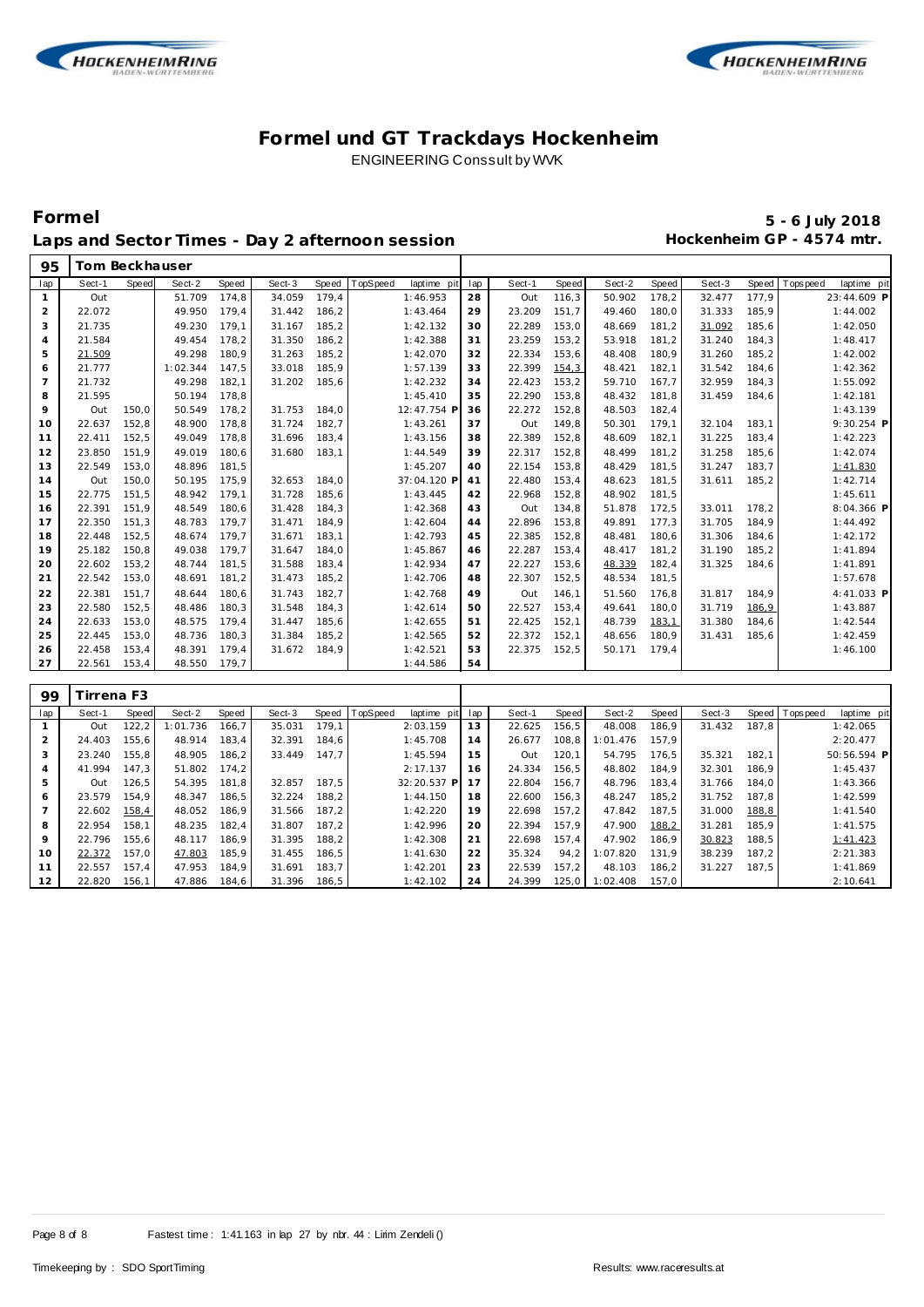# Formel und GT Trackdays Hockenheim

ENGINEERING Conssult by WVK

## Formel

**Laps and Sector Times - Day 2 afternoon session**

**5 - 6 July 2018**
**Hockenheim GP - 4574 mtr.**

| 95 | Tom Beckhauser | | | | | | | | | | | | | | | | | |
|---|---|---|---|---|---|---|---|---|---|---|---|---|---|---|---|---|---|---|
| lap | Sect-1 | Speed | Sect-2 | Speed | Sect-3 | Speed | TopSpeed | laptime pit | lap | Sect-1 | Speed | Sect-2 | Speed | Sect-3 | Speed | Topspeed | laptime pit |
| 1 | Out | | 51.709 | 174,8 | 34.059 | 179,4 | | 1:46.953 | 28 | Out | 116,3 | 50.902 | 178,2 | 32.477 | 177,9 | | 23:44.609 P |
| 2 | 22.072 | | 49.950 | 179,4 | 31.442 | 186,2 | | 1:43.464 | 29 | 23.209 | 151,7 | 49.460 | 180,0 | 31.333 | 185,9 | | 1:44.002 |
| 3 | 21.735 | | 49.230 | 179,1 | 31.167 | 185,2 | | 1:42.132 | 30 | 22.289 | 153,0 | 48.669 | 181,2 | 31.092 | 185,6 | | 1:42.050 |
| 4 | 21.584 | | 49.454 | 178,2 | 31.350 | 186,2 | | 1:42.388 | 31 | 23.259 | 153,2 | 53.918 | 181,2 | 31.240 | 184,3 | | 1:48.417 |
| 5 | 21.509 | | 49.298 | 180,9 | 31.263 | 185,2 | | 1:42.070 | 32 | 22.334 | 153,6 | 48.408 | 180,9 | 31.260 | 185,2 | | 1:42.002 |
| 6 | 21.777 | | 1:02.344 | 147,5 | 33.018 | 185,9 | | 1:57.139 | 33 | 22.399 | 154,3 | 48.421 | 182,1 | 31.542 | 184,6 | | 1:42.362 |
| 7 | 21.732 | | 49.298 | 182,1 | 31.202 | 185,6 | | 1:42.232 | 34 | 22.423 | 153,2 | 59.710 | 167,7 | 32.959 | 184,3 | | 1:55.092 |
| 8 | 21.595 | | 50.194 | 178,8 | | | | 1:45.410 | 35 | 22.290 | 153,8 | 48.432 | 181,8 | 31.459 | 184,6 | | 1:42.181 |
| 9 | Out | 150,0 | 50.549 | 178,2 | 31.753 | 184,0 | | 12:47.754 P | 36 | 22.272 | 152,8 | 48.503 | 182,4 | | | | 1:43.139 |
| 10 | 22.637 | 152,8 | 48.900 | 178,8 | 31.724 | 182,7 | | 1:43.261 | 37 | Out | 149,8 | 50.301 | 179,1 | 32.104 | 183,1 | | 9:30.254 P |
| 11 | 22.411 | 152,5 | 49.049 | 178,8 | 31.696 | 183,4 | | 1:43.156 | 38 | 22.389 | 152,8 | 48.609 | 182,1 | 31.225 | 183,4 | | 1:42.223 |
| 12 | 23.850 | 151,9 | 49.019 | 180,6 | 31.680 | 183,1 | | 1:44.549 | 39 | 22.317 | 152,8 | 48.499 | 181,2 | 31.258 | 185,6 | | 1:42.074 |
| 13 | 22.549 | 153,0 | 48.896 | 181,5 | | | | 1:45.207 | 40 | 22.154 | 153,8 | 48.429 | 181,5 | 31.247 | 183,7 | | 1:41.830 |
| 14 | Out | 150,0 | 50.195 | 175,9 | 32.653 | 184,0 | | 37:04.120 P | 41 | 22.480 | 153,4 | 48.623 | 181,5 | 31.611 | 185,2 | | 1:42.714 |
| 15 | 22.775 | 151,5 | 48.942 | 179,1 | 31.728 | 185,6 | | 1:43.445 | 42 | 22.968 | 152,8 | 48.902 | 181,5 | | | | 1:45.611 |
| 16 | 22.391 | 151,9 | 48.549 | 180,6 | 31.428 | 184,3 | | 1:42.368 | 43 | Out | 134,8 | 51.878 | 172,5 | 33.011 | 178,2 | | 8:04.366 P |
| 17 | 22.350 | 151,3 | 48.783 | 179,7 | 31.471 | 184,9 | | 1:42.604 | 44 | 22.896 | 153,8 | 49.891 | 177,3 | 31.705 | 184,9 | | 1:44.492 |
| 18 | 22.448 | 152,5 | 48.674 | 179,7 | 31.671 | 183,1 | | 1:42.793 | 45 | 22.385 | 152,8 | 48.481 | 180,6 | 31.306 | 184,6 | | 1:42.172 |
| 19 | 25.182 | 150,8 | 49.038 | 179,7 | 31.647 | 184,0 | | 1:45.867 | 46 | 22.287 | 153,4 | 48.417 | 181,2 | 31.190 | 185,2 | | 1:41.894 |
| 20 | 22.602 | 153,2 | 48.744 | 181,5 | 31.588 | 183,4 | | 1:42.934 | 47 | 22.227 | 153,6 | 48.339 | 182,4 | 31.325 | 184,6 | | 1:41.891 |
| 21 | 22.542 | 153,0 | 48.691 | 181,2 | 31.473 | 185,2 | | 1:42.706 | 48 | 22.307 | 152,5 | 48.534 | 181,5 | | | | 1:57.678 |
| 22 | 22.381 | 151,7 | 48.644 | 180,6 | 31.743 | 182,7 | | 1:42.768 | 49 | Out | 146,1 | 51.560 | 176,8 | 31.817 | 184,9 | | 4:41.033 P |
| 23 | 22.580 | 152,5 | 48.486 | 180,3 | 31.548 | 184,3 | | 1:42.614 | 50 | 22.527 | 153,4 | 49.641 | 180,0 | 31.719 | 186,9 | | 1:43.887 |
| 24 | 22.633 | 153,0 | 48.575 | 179,4 | 31.447 | 185,6 | | 1:42.655 | 51 | 22.425 | 152,1 | 48.739 | 183,1 | 31.380 | 184,6 | | 1:42.544 |
| 25 | 22.445 | 153,0 | 48.736 | 180,3 | 31.384 | 185,2 | | 1:42.565 | 52 | 22.372 | 152,1 | 48.656 | 180,9 | 31.431 | 185,6 | | 1:42.459 |
| 26 | 22.458 | 153,4 | 48.391 | 179,4 | 31.672 | 184,9 | | 1:42.521 | 53 | 22.375 | 152,5 | 50.171 | 179,4 | | | | 1:46.100 |
| 27 | 22.561 | 153,4 | 48.550 | 179,7 | | | | 1:44.586 | 54 | | | | | | | | |

| 99 | Tirrena F3 | | | | | | | | | | | | | | | | | |
|---|---|---|---|---|---|---|---|---|---|---|---|---|---|---|---|---|---|---|
| lap | Sect-1 | Speed | Sect-2 | Speed | Sect-3 | Speed | TopSpeed | laptime pit | lap | Sect-1 | Speed | Sect-2 | Speed | Sect-3 | Speed | Topspeed | laptime pit |
| 1 | Out | 122,2 | 1:01.736 | 166,7 | 35.031 | 179,1 | | 2:03.159 | 13 | 22.625 | 156,5 | 48.008 | 186,9 | 31.432 | 187,8 | | 1:42.065 |
| 2 | 24.403 | 155,6 | 48.914 | 183,4 | 32.391 | 184,6 | | 1:45.708 | 14 | 26.677 | 108,8 | 1:01.476 | 157,9 | | | | 2:20.477 |
| 3 | 23.240 | 155,8 | 48.905 | 186,2 | 33.449 | 147,7 | | 1:45.594 | 15 | Out | 120,1 | 54.795 | 176,5 | 35.321 | 182,1 | | 50:56.594 P |
| 4 | 41.994 | 147,3 | 51.802 | 174,2 | | | | 2:17.137 | 16 | 24.334 | 156,5 | 48.802 | 184,9 | 32.301 | 186,9 | | 1:45.437 |
| 5 | Out | 126,5 | 54.395 | 181,8 | 32.857 | 187,5 | | 32:20.537 P | 17 | 22.804 | 156,7 | 48.796 | 183,4 | 31.766 | 184,0 | | 1:43.366 |
| 6 | 23.579 | 154,9 | 48.347 | 186,5 | 32.224 | 188,2 | | 1:44.150 | 18 | 22.600 | 156,3 | 48.247 | 185,2 | 31.752 | 187,8 | | 1:42.599 |
| 7 | 22.602 | 158,4 | 48.052 | 186,9 | 31.566 | 187,2 | | 1:42.220 | 19 | 22.698 | 157,2 | 47.842 | 187,5 | 31.000 | 188,8 | | 1:41.540 |
| 8 | 22.954 | 158,1 | 48.235 | 182,4 | 31.807 | 187,2 | | 1:42.996 | 20 | 22.394 | 157,9 | 47.900 | 188,2 | 31.281 | 185,9 | | 1:41.575 |
| 9 | 22.796 | 155,6 | 48.117 | 186,9 | 31.395 | 188,2 | | 1:42.308 | 21 | 22.698 | 157,4 | 47.902 | 186,9 | 30.823 | 188,5 | | 1:41.423 |
| 10 | 22.372 | 157,0 | 47.803 | 185,9 | 31.455 | 186,5 | | 1:41.630 | 22 | 35.324 | 94,2 | 1:07.820 | 131,9 | 38.239 | 187,2 | | 2:21.383 |
| 11 | 22.557 | 157,4 | 47.953 | 184,9 | 31.691 | 183,7 | | 1:42.201 | 23 | 22.539 | 157,2 | 48.103 | 186,2 | 31.227 | 187,5 | | 1:41.869 |
| 12 | 22.820 | 156,1 | 47.886 | 184,6 | 31.396 | 186,5 | | 1:42.102 | 24 | 24.399 | 125,0 | 1:02.408 | 157,0 | | | | 2:10.641 |

Fastest time : 1:41.163 in lap 27 by nbr. 44 : Lirim Zendeli ()

Timekeeping by : SDO SportTiming

Results: www.raceresults.at